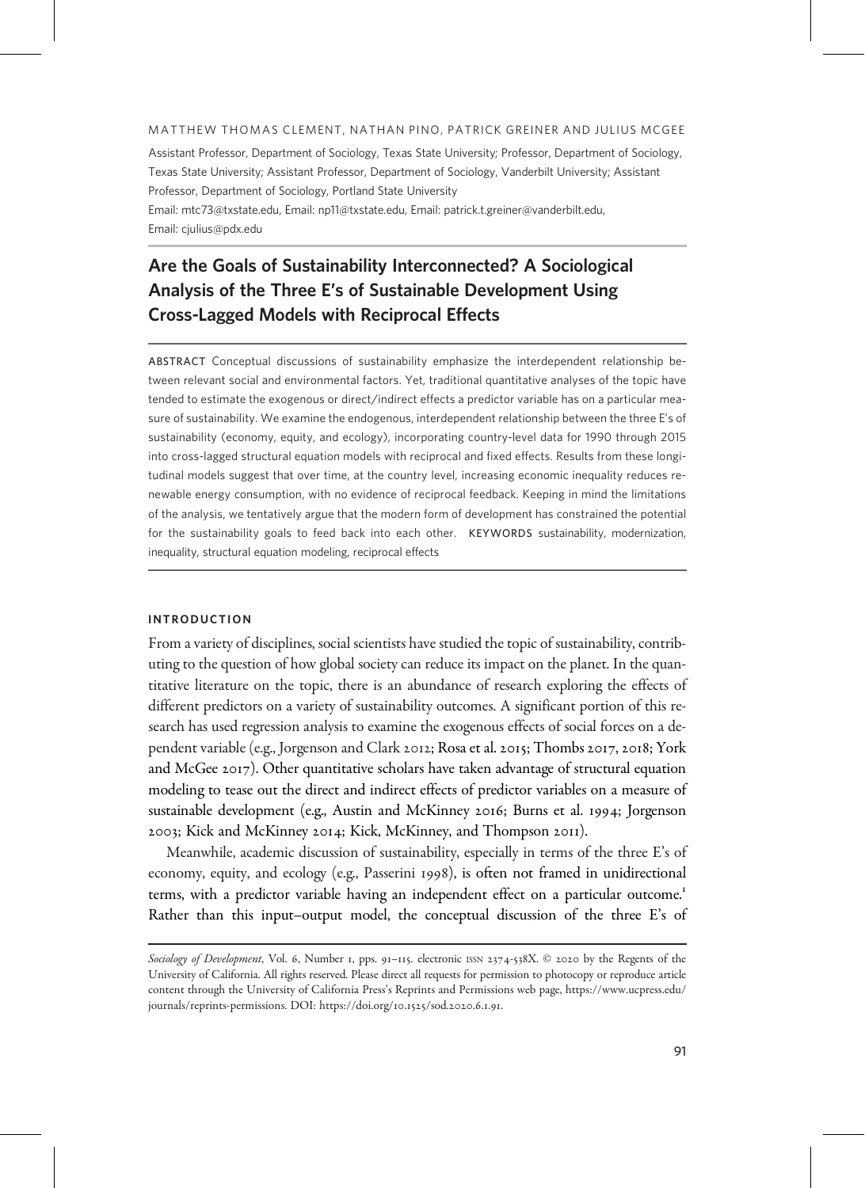MATTHEW THOMAS CLEMENT, NATHAN PINO, PATRICK GREINER AND JULIUS MCGEE

Assistant Professor, Department of Sociology, Texas State University; Professor, Department of Sociology, Texas State University; Assistant Professor, Department of Sociology, Vanderbilt University; Assistant Professor, Department of Sociology, Portland State University

Email: mtc73@txstate.edu, Email: np11@txstate.edu, Email: patrick.t.greiner@vanderbilt.edu, Email: cjulius@pdx.edu

# Are the Goals of Sustainability Interconnected? A Sociological Analysis of the Three E's of Sustainable Development Using Cross-Lagged Models with Reciprocal Effects

ABSTRACT Conceptual discussions of sustainability emphasize the interdependent relationship between relevant social and environmental factors. Yet, traditional quantitative analyses of the topic have tended to estimate the exogenous or direct/indirect effects a predictor variable has on a particular measure of sustainability. We examine the endogenous, interdependent relationship between the three E's of sustainability (economy, equity, and ecology), incorporating country-level data for 1990 through 2015 into cross-lagged structural equation models with reciprocal and fixed effects. Results from these longitudinal models suggest that over time, at the country level, increasing economic inequality reduces renewable energy consumption, with no evidence of reciprocal feedback. Keeping in mind the limitations of the analysis, we tentatively argue that the modern form of development has constrained the potential for the sustainability goals to feed back into each other. KEYWORDS sustainability, modernization, inequality, structural equation modeling, reciprocal effects

## INTRODUCTION

From a variety of disciplines, social scientists have studied the topic of sustainability, contributing to the question of how global society can reduce its impact on the planet. In the quantitative literature on the topic, there is an abundance of research exploring the effects of different predictors on a variety of sustainability outcomes. A significant portion of this research has used regression analysis to examine the exogenous effects of social forces on a dependent variable (e.g., Jorgenson and Clark 2012; Rosa et al. 2015; Thombs 2017, 2018; York and McGee 2017). Other quantitative scholars have taken advantage of structural equation modeling to tease out the direct and indirect effects of predictor variables on a measure of sustainable development (e.g., Austin and McKinney 2016; Burns et al. 1994; Jorgenson 2003; Kick and McKinney 2014; Kick, McKinney, and Thompson 2011).

Meanwhile, academic discussion of sustainability, especially in terms of the three E's of economy, equity, and ecology (e.g., Passerini 1998), is often not framed in unidirectional terms, with a predictor variable having an independent effect on a particular outcome.[1] Rather than this input–output model, the conceptual discussion of the three E's of

*Sociology of Development*, Vol. 6, Number 1, pps. 91–115. electronic ISSN 2374-538X. © 2020 by the Regents of the University of California. All rights reserved. Please direct all requests for permission to photocopy or reproduce article content through the University of California Press's Reprints and Permissions web page, https://www.ucpress.edu/journals/reprints-permissions. DOI: https://doi.org/10.1525/sod.2020.6.1.91.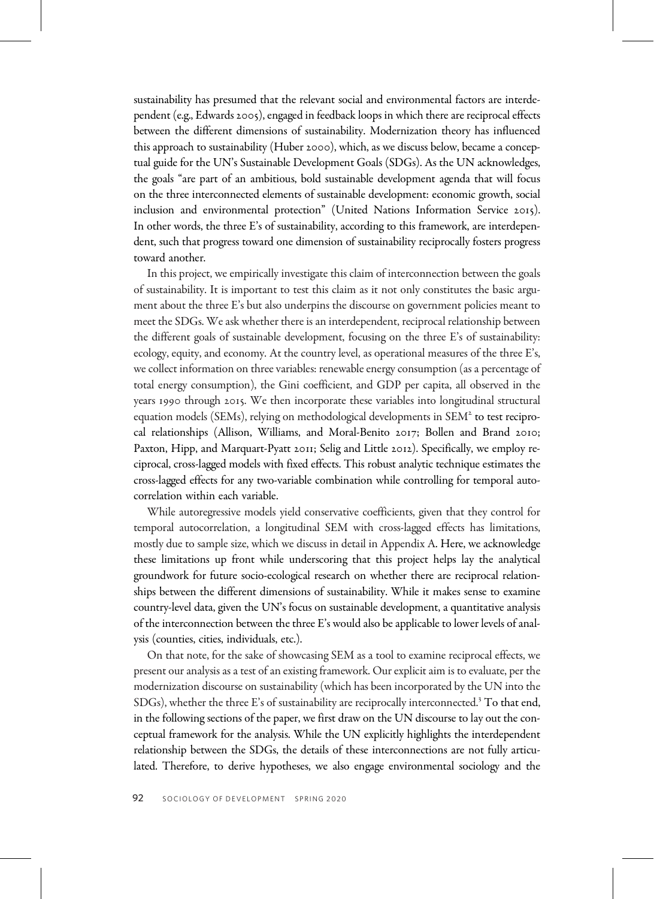sustainability has presumed that the relevant social and environmental factors are interdependent (e.g., Edwards 2005), engaged in feedback loops in which there are reciprocal effects between the different dimensions of sustainability. Modernization theory has influenced this approach to sustainability (Huber 2000), which, as we discuss below, became a conceptual guide for the UN's Sustainable Development Goals (SDGs). As the UN acknowledges, the goals "are part of an ambitious, bold sustainable development agenda that will focus on the three interconnected elements of sustainable development: economic growth, social inclusion and environmental protection" (United Nations Information Service 2015). In other words, the three E's of sustainability, according to this framework, are interdependent, such that progress toward one dimension of sustainability reciprocally fosters progress toward another.

In this project, we empirically investigate this claim of interconnection between the goals of sustainability. It is important to test this claim as it not only constitutes the basic argument about the three E's but also underpins the discourse on government policies meant to meet the SDGs. We ask whether there is an interdependent, reciprocal relationship between the different goals of sustainable development, focusing on the three E's of sustainability: ecology, equity, and economy. At the country level, as operational measures of the three E's, we collect information on three variables: renewable energy consumption (as a percentage of total energy consumption), the Gini coefficient, and GDP per capita, all observed in the years 1990 through 2015. We then incorporate these variables into longitudinal structural equation models (SEMs), relying on methodological developments in SEM[2] to test reciprocal relationships (Allison, Williams, and Moral-Benito 2017; Bollen and Brand 2010; Paxton, Hipp, and Marquart-Pyatt 2011; Selig and Little 2012). Specifically, we employ reciprocal, cross-lagged models with fixed effects. This robust analytic technique estimates the cross-lagged effects for any two-variable combination while controlling for temporal autocorrelation within each variable.

While autoregressive models yield conservative coefficients, given that they control for temporal autocorrelation, a longitudinal SEM with cross-lagged effects has limitations, mostly due to sample size, which we discuss in detail in Appendix A. Here, we acknowledge these limitations up front while underscoring that this project helps lay the analytical groundwork for future socio-ecological research on whether there are reciprocal relationships between the different dimensions of sustainability. While it makes sense to examine country-level data, given the UN's focus on sustainable development, a quantitative analysis of the interconnection between the three E's would also be applicable to lower levels of analysis (counties, cities, individuals, etc.).

On that note, for the sake of showcasing SEM as a tool to examine reciprocal effects, we present our analysis as a test of an existing framework. Our explicit aim is to evaluate, per the modernization discourse on sustainability (which has been incorporated by the UN into the SDGs), whether the three E's of sustainability are reciprocally interconnected.[3] To that end, in the following sections of the paper, we first draw on the UN discourse to lay out the conceptual framework for the analysis. While the UN explicitly highlights the interdependent relationship between the SDGs, the details of these interconnections are not fully articulated. Therefore, to derive hypotheses, we also engage environmental sociology and the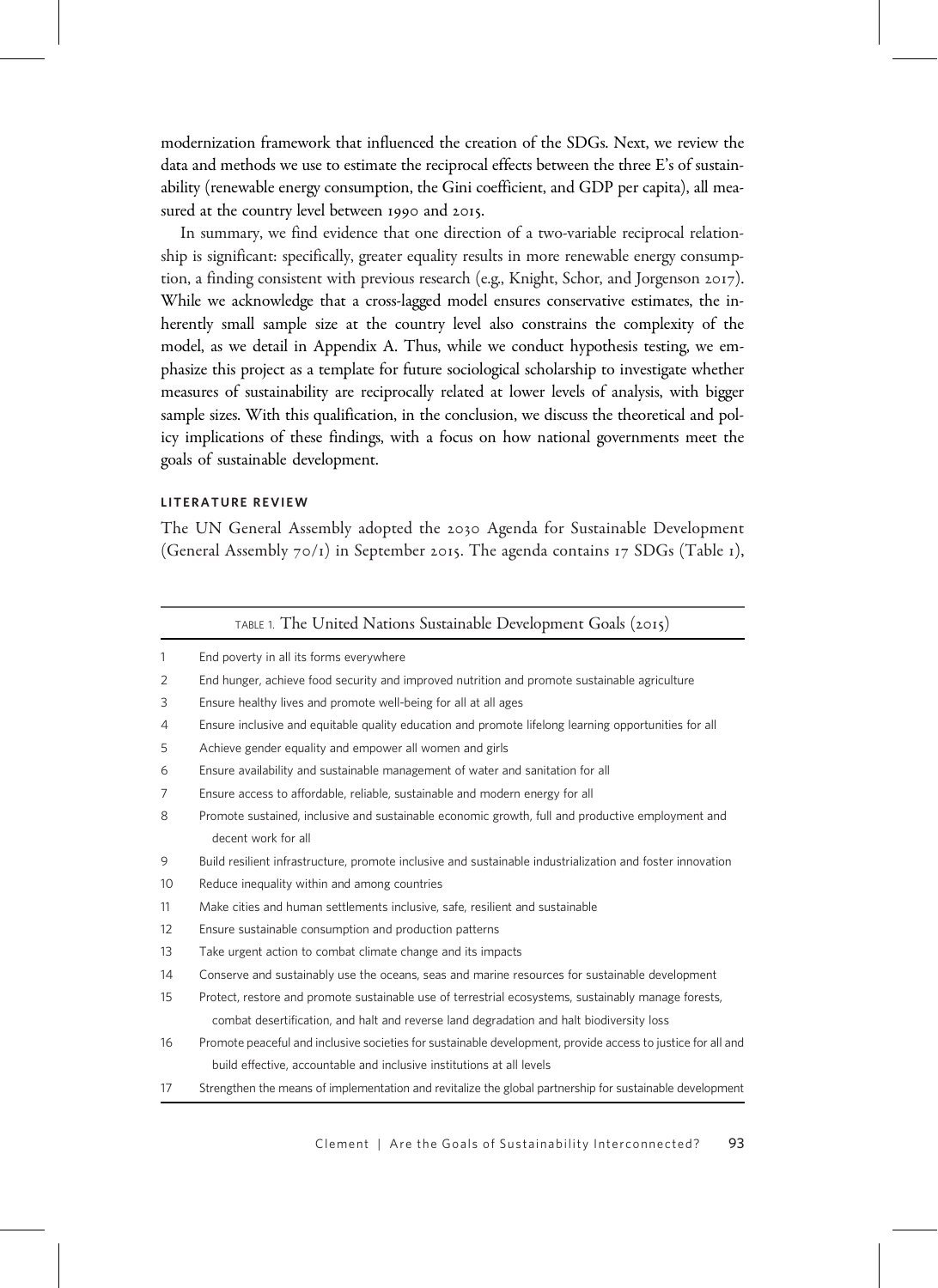modernization framework that influenced the creation of the SDGs. Next, we review the data and methods we use to estimate the reciprocal effects between the three E's of sustainability (renewable energy consumption, the Gini coefficient, and GDP per capita), all measured at the country level between 1990 and 2015.

In summary, we find evidence that one direction of a two-variable reciprocal relationship is significant: specifically, greater equality results in more renewable energy consumption, a finding consistent with previous research (e.g., Knight, Schor, and Jorgenson 2017). While we acknowledge that a cross-lagged model ensures conservative estimates, the inherently small sample size at the country level also constrains the complexity of the model, as we detail in Appendix A. Thus, while we conduct hypothesis testing, we emphasize this project as a template for future sociological scholarship to investigate whether measures of sustainability are reciprocally related at lower levels of analysis, with bigger sample sizes. With this qualification, in the conclusion, we discuss the theoretical and policy implications of these findings, with a focus on how national governments meet the goals of sustainable development.

## LITERATURE REVIEW

The UN General Assembly adopted the 2030 Agenda for Sustainable Development (General Assembly 70/1) in September 2015. The agenda contains 17 SDGs (Table 1),

TABLE 1. The United Nations Sustainable Development Goals (2015)

| | |
|---|---|
| 1 | End poverty in all its forms everywhere |
| 2 | End hunger, achieve food security and improved nutrition and promote sustainable agriculture |
| 3 | Ensure healthy lives and promote well-being for all at all ages |
| 4 | Ensure inclusive and equitable quality education and promote lifelong learning opportunities for all |
| 5 | Achieve gender equality and empower all women and girls |
| 6 | Ensure availability and sustainable management of water and sanitation for all |
| 7 | Ensure access to affordable, reliable, sustainable and modern energy for all |
| 8 | Promote sustained, inclusive and sustainable economic growth, full and productive employment and decent work for all |
| 9 | Build resilient infrastructure, promote inclusive and sustainable industrialization and foster innovation |
| 10 | Reduce inequality within and among countries |
| 11 | Make cities and human settlements inclusive, safe, resilient and sustainable |
| 12 | Ensure sustainable consumption and production patterns |
| 13 | Take urgent action to combat climate change and its impacts |
| 14 | Conserve and sustainably use the oceans, seas and marine resources for sustainable development |
| 15 | Protect, restore and promote sustainable use of terrestrial ecosystems, sustainably manage forests, combat desertification, and halt and reverse land degradation and halt biodiversity loss |
| 16 | Promote peaceful and inclusive societies for sustainable development, provide access to justice for all and build effective, accountable and inclusive institutions at all levels |
| 17 | Strengthen the means of implementation and revitalize the global partnership for sustainable development |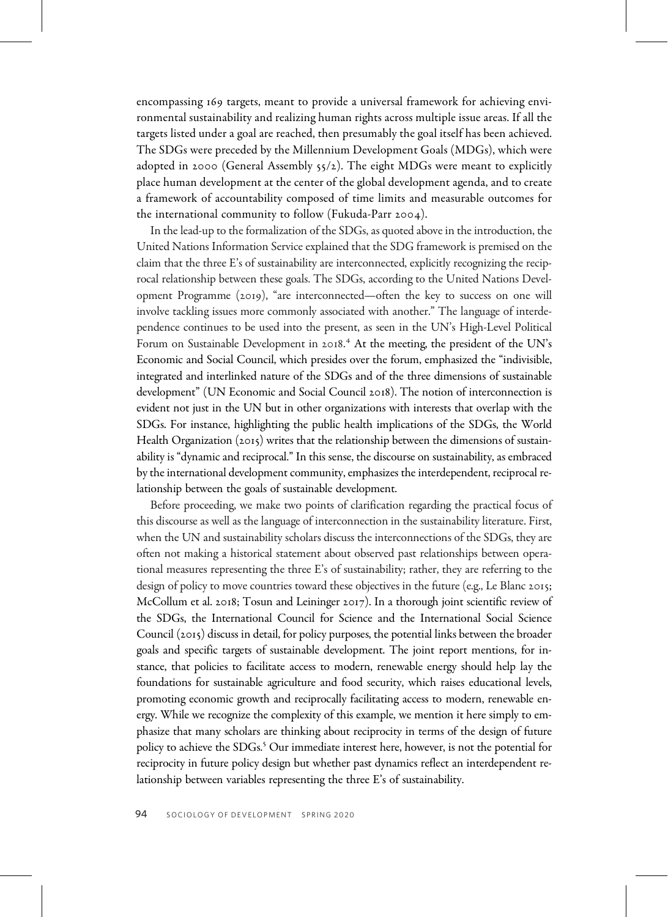encompassing 169 targets, meant to provide a universal framework for achieving environmental sustainability and realizing human rights across multiple issue areas. If all the targets listed under a goal are reached, then presumably the goal itself has been achieved. The SDGs were preceded by the Millennium Development Goals (MDGs), which were adopted in 2000 (General Assembly 55/2). The eight MDGs were meant to explicitly place human development at the center of the global development agenda, and to create a framework of accountability composed of time limits and measurable outcomes for the international community to follow (Fukuda-Parr 2004).

In the lead-up to the formalization of the SDGs, as quoted above in the introduction, the United Nations Information Service explained that the SDG framework is premised on the claim that the three E's of sustainability are interconnected, explicitly recognizing the reciprocal relationship between these goals. The SDGs, according to the United Nations Development Programme (2019), "are interconnected—often the key to success on one will involve tackling issues more commonly associated with another." The language of interdependence continues to be used into the present, as seen in the UN's High-Level Political Forum on Sustainable Development in 2018.[4] At the meeting, the president of the UN's Economic and Social Council, which presides over the forum, emphasized the "indivisible, integrated and interlinked nature of the SDGs and of the three dimensions of sustainable development" (UN Economic and Social Council 2018). The notion of interconnection is evident not just in the UN but in other organizations with interests that overlap with the SDGs. For instance, highlighting the public health implications of the SDGs, the World Health Organization (2015) writes that the relationship between the dimensions of sustainability is "dynamic and reciprocal." In this sense, the discourse on sustainability, as embraced by the international development community, emphasizes the interdependent, reciprocal relationship between the goals of sustainable development.

Before proceeding, we make two points of clarification regarding the practical focus of this discourse as well as the language of interconnection in the sustainability literature. First, when the UN and sustainability scholars discuss the interconnections of the SDGs, they are often not making a historical statement about observed past relationships between operational measures representing the three E's of sustainability; rather, they are referring to the design of policy to move countries toward these objectives in the future (e.g., Le Blanc 2015; McCollum et al. 2018; Tosun and Leininger 2017). In a thorough joint scientific review of the SDGs, the International Council for Science and the International Social Science Council (2015) discuss in detail, for policy purposes, the potential links between the broader goals and specific targets of sustainable development. The joint report mentions, for instance, that policies to facilitate access to modern, renewable energy should help lay the foundations for sustainable agriculture and food security, which raises educational levels, promoting economic growth and reciprocally facilitating access to modern, renewable energy. While we recognize the complexity of this example, we mention it here simply to emphasize that many scholars are thinking about reciprocity in terms of the design of future policy to achieve the SDGs.[5] Our immediate interest here, however, is not the potential for reciprocity in future policy design but whether past dynamics reflect an interdependent relationship between variables representing the three E's of sustainability.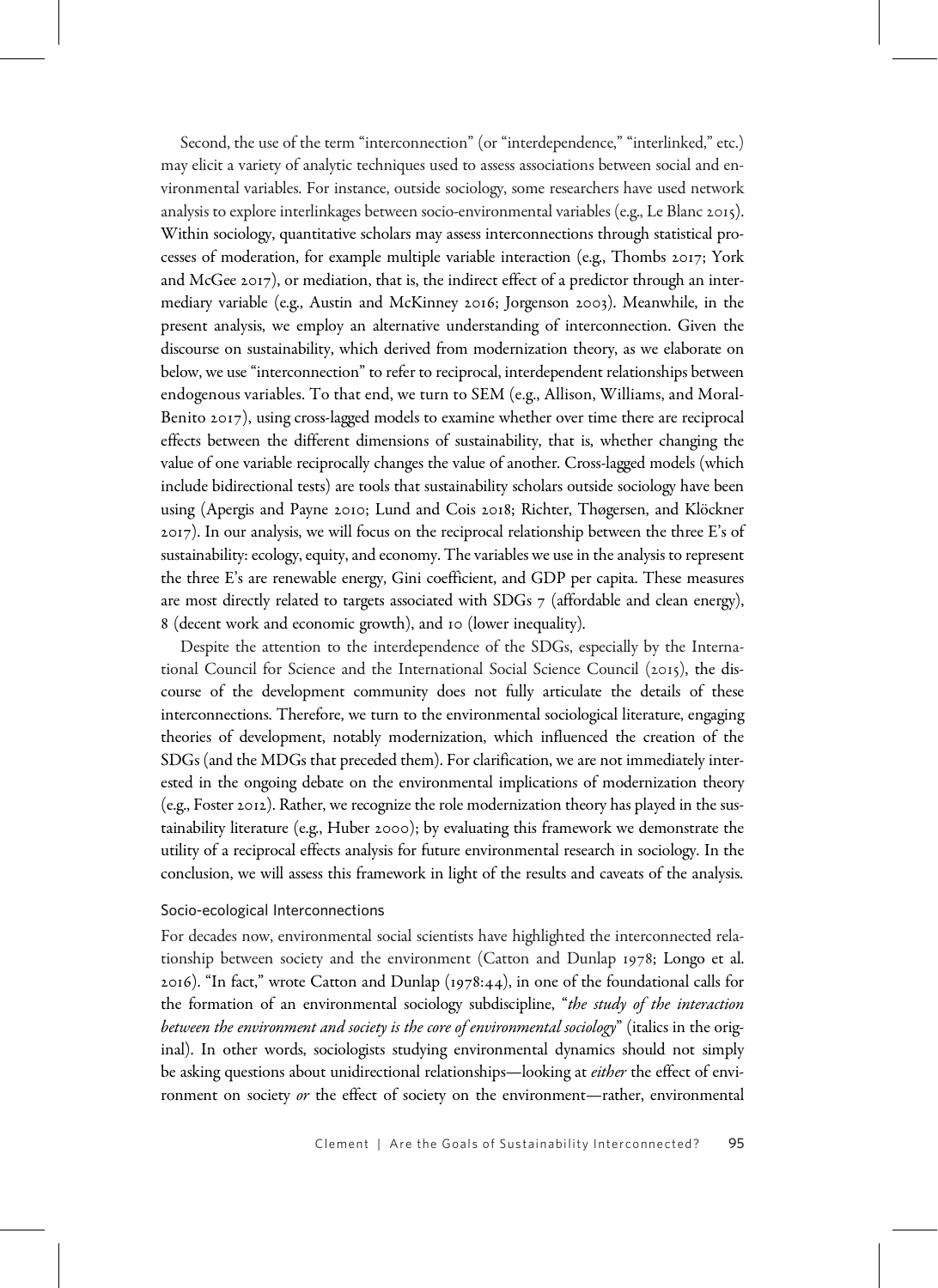Second, the use of the term "interconnection" (or "interdependence," "interlinked," etc.) may elicit a variety of analytic techniques used to assess associations between social and environmental variables. For instance, outside sociology, some researchers have used network analysis to explore interlinkages between socio-environmental variables (e.g., Le Blanc 2015). Within sociology, quantitative scholars may assess interconnections through statistical processes of moderation, for example multiple variable interaction (e.g., Thombs 2017; York and McGee 2017), or mediation, that is, the indirect effect of a predictor through an intermediary variable (e.g., Austin and McKinney 2016; Jorgenson 2003). Meanwhile, in the present analysis, we employ an alternative understanding of interconnection. Given the discourse on sustainability, which derived from modernization theory, as we elaborate on below, we use "interconnection" to refer to reciprocal, interdependent relationships between endogenous variables. To that end, we turn to SEM (e.g., Allison, Williams, and Moral-Benito 2017), using cross-lagged models to examine whether over time there are reciprocal effects between the different dimensions of sustainability, that is, whether changing the value of one variable reciprocally changes the value of another. Cross-lagged models (which include bidirectional tests) are tools that sustainability scholars outside sociology have been using (Apergis and Payne 2010; Lund and Cois 2018; Richter, Thøgersen, and Klöckner 2017). In our analysis, we will focus on the reciprocal relationship between the three E's of sustainability: ecology, equity, and economy. The variables we use in the analysis to represent the three E's are renewable energy, Gini coefficient, and GDP per capita. These measures are most directly related to targets associated with SDGs 7 (affordable and clean energy), 8 (decent work and economic growth), and 10 (lower inequality).

Despite the attention to the interdependence of the SDGs, especially by the International Council for Science and the International Social Science Council (2015), the discourse of the development community does not fully articulate the details of these interconnections. Therefore, we turn to the environmental sociological literature, engaging theories of development, notably modernization, which influenced the creation of the SDGs (and the MDGs that preceded them). For clarification, we are not immediately interested in the ongoing debate on the environmental implications of modernization theory (e.g., Foster 2012). Rather, we recognize the role modernization theory has played in the sustainability literature (e.g., Huber 2000); by evaluating this framework we demonstrate the utility of a reciprocal effects analysis for future environmental research in sociology. In the conclusion, we will assess this framework in light of the results and caveats of the analysis.

### Socio-ecological Interconnections

For decades now, environmental social scientists have highlighted the interconnected relationship between society and the environment (Catton and Dunlap 1978; Longo et al. 2016). "In fact," wrote Catton and Dunlap (1978:44), in one of the foundational calls for the formation of an environmental sociology subdiscipline, "*the study of the interaction between the environment and society is the core of environmental sociology*" (italics in the original). In other words, sociologists studying environmental dynamics should not simply be asking questions about unidirectional relationships—looking at *either* the effect of environment on society *or* the effect of society on the environment—rather, environmental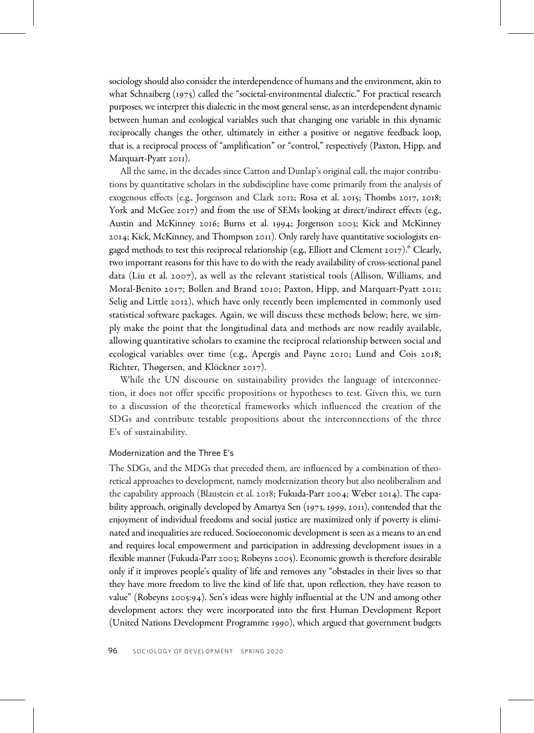sociology should also consider the interdependence of humans and the environment, akin to what Schnaiberg (1975) called the "societal-environmental dialectic." For practical research purposes, we interpret this dialectic in the most general sense, as an interdependent dynamic between human and ecological variables such that changing one variable in this dynamic reciprocally changes the other, ultimately in either a positive or negative feedback loop, that is, a reciprocal process of "amplification" or "control," respectively (Paxton, Hipp, and Marquart-Pyatt 2011).

All the same, in the decades since Catton and Dunlap's original call, the major contributions by quantitative scholars in the subdiscipline have come primarily from the analysis of exogenous effects (e.g., Jorgenson and Clark 2012; Rosa et al. 2015; Thombs 2017, 2018; York and McGee 2017) and from the use of SEMs looking at direct/indirect effects (e.g., Austin and McKinney 2016; Burns et al. 1994; Jorgenson 2003; Kick and McKinney 2014; Kick, McKinney, and Thompson 2011). Only rarely have quantitative sociologists engaged methods to test this reciprocal relationship (e.g., Elliott and Clement 2017).[6] Clearly, two important reasons for this have to do with the ready availability of cross-sectional panel data (Liu et al. 2007), as well as the relevant statistical tools (Allison, Williams, and Moral-Benito 2017; Bollen and Brand 2010; Paxton, Hipp, and Marquart-Pyatt 2011; Selig and Little 2012), which have only recently been implemented in commonly used statistical software packages. Again, we will discuss these methods below; here, we simply make the point that the longitudinal data and methods are now readily available, allowing quantitative scholars to examine the reciprocal relationship between social and ecological variables over time (e.g., Apergis and Payne 2010; Lund and Cois 2018; Richter, Thøgersen, and Klöckner 2017).

While the UN discourse on sustainability provides the language of interconnection, it does not offer specific propositions or hypotheses to test. Given this, we turn to a discussion of the theoretical frameworks which influenced the creation of the SDGs and contribute testable propositions about the interconnections of the three E's of sustainability.

### Modernization and the Three E's

The SDGs, and the MDGs that preceded them, are influenced by a combination of theoretical approaches to development, namely modernization theory but also neoliberalism and the capability approach (Blaustein et al. 2018; Fukuda-Parr 2004; Weber 2014). The capability approach, originally developed by Amartya Sen (1973, 1999, 2011), contended that the enjoyment of individual freedoms and social justice are maximized only if poverty is eliminated and inequalities are reduced. Socioeconomic development is seen as a means to an end and requires local empowerment and participation in addressing development issues in a flexible manner (Fukuda-Parr 2003; Robeyns 2005). Economic growth is therefore desirable only if it improves people's quality of life and removes any "obstacles in their lives so that they have more freedom to live the kind of life that, upon reflection, they have reason to value" (Robeyns 2005:94). Sen's ideas were highly influential at the UN and among other development actors: they were incorporated into the first Human Development Report (United Nations Development Programme 1990), which argued that government budgets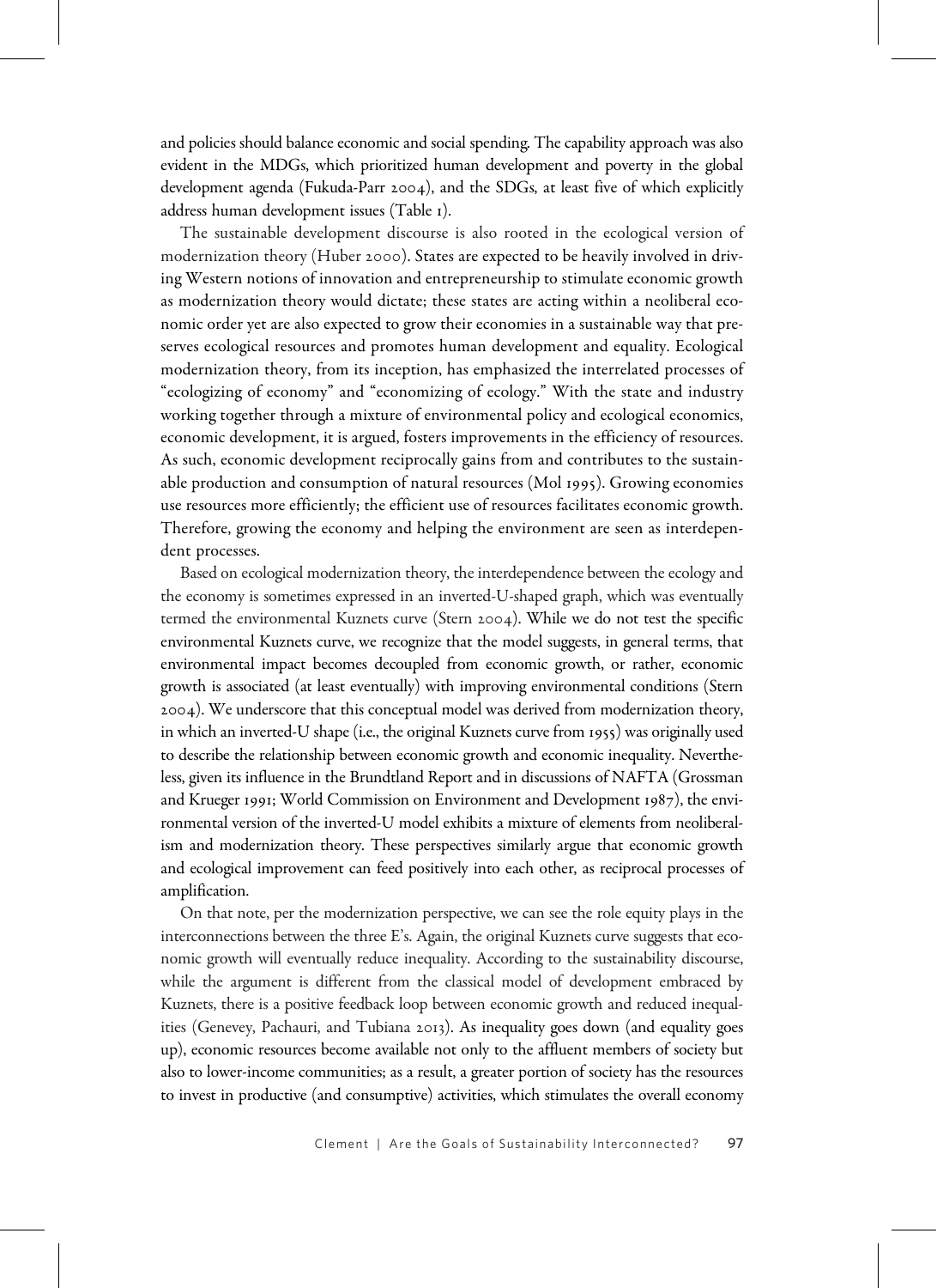and policies should balance economic and social spending. The capability approach was also evident in the MDGs, which prioritized human development and poverty in the global development agenda (Fukuda-Parr 2004), and the SDGs, at least five of which explicitly address human development issues (Table 1).

The sustainable development discourse is also rooted in the ecological version of modernization theory (Huber 2000). States are expected to be heavily involved in driving Western notions of innovation and entrepreneurship to stimulate economic growth as modernization theory would dictate; these states are acting within a neoliberal economic order yet are also expected to grow their economies in a sustainable way that preserves ecological resources and promotes human development and equality. Ecological modernization theory, from its inception, has emphasized the interrelated processes of "ecologizing of economy" and "economizing of ecology." With the state and industry working together through a mixture of environmental policy and ecological economics, economic development, it is argued, fosters improvements in the efficiency of resources. As such, economic development reciprocally gains from and contributes to the sustainable production and consumption of natural resources (Mol 1995). Growing economies use resources more efficiently; the efficient use of resources facilitates economic growth. Therefore, growing the economy and helping the environment are seen as interdependent processes.

Based on ecological modernization theory, the interdependence between the ecology and the economy is sometimes expressed in an inverted-U-shaped graph, which was eventually termed the environmental Kuznets curve (Stern 2004). While we do not test the specific environmental Kuznets curve, we recognize that the model suggests, in general terms, that environmental impact becomes decoupled from economic growth, or rather, economic growth is associated (at least eventually) with improving environmental conditions (Stern 2004). We underscore that this conceptual model was derived from modernization theory, in which an inverted-U shape (i.e., the original Kuznets curve from 1955) was originally used to describe the relationship between economic growth and economic inequality. Nevertheless, given its influence in the Brundtland Report and in discussions of NAFTA (Grossman and Krueger 1991; World Commission on Environment and Development 1987), the environmental version of the inverted-U model exhibits a mixture of elements from neoliberalism and modernization theory. These perspectives similarly argue that economic growth and ecological improvement can feed positively into each other, as reciprocal processes of amplification.

On that note, per the modernization perspective, we can see the role equity plays in the interconnections between the three E's. Again, the original Kuznets curve suggests that economic growth will eventually reduce inequality. According to the sustainability discourse, while the argument is different from the classical model of development embraced by Kuznets, there is a positive feedback loop between economic growth and reduced inequalities (Genevey, Pachauri, and Tubiana 2013). As inequality goes down (and equality goes up), economic resources become available not only to the affluent members of society but also to lower-income communities; as a result, a greater portion of society has the resources to invest in productive (and consumptive) activities, which stimulates the overall economy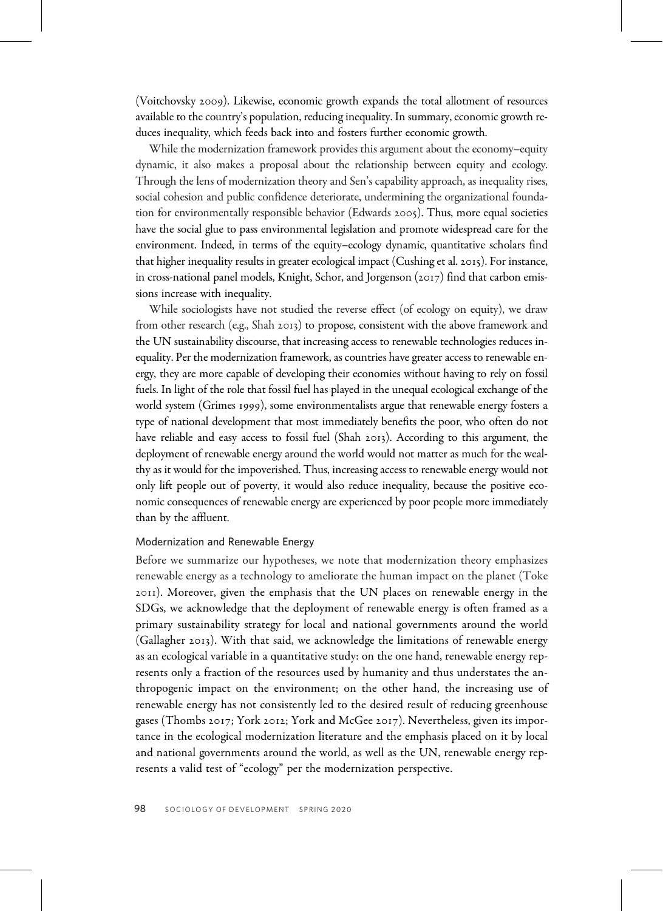(Voitchovsky 2009). Likewise, economic growth expands the total allotment of resources available to the country's population, reducing inequality. In summary, economic growth reduces inequality, which feeds back into and fosters further economic growth.

While the modernization framework provides this argument about the economy–equity dynamic, it also makes a proposal about the relationship between equity and ecology. Through the lens of modernization theory and Sen's capability approach, as inequality rises, social cohesion and public confidence deteriorate, undermining the organizational foundation for environmentally responsible behavior (Edwards 2005). Thus, more equal societies have the social glue to pass environmental legislation and promote widespread care for the environment. Indeed, in terms of the equity–ecology dynamic, quantitative scholars find that higher inequality results in greater ecological impact (Cushing et al. 2015). For instance, in cross-national panel models, Knight, Schor, and Jorgenson (2017) find that carbon emissions increase with inequality.

While sociologists have not studied the reverse effect (of ecology on equity), we draw from other research (e.g., Shah 2013) to propose, consistent with the above framework and the UN sustainability discourse, that increasing access to renewable technologies reduces inequality. Per the modernization framework, as countries have greater access to renewable energy, they are more capable of developing their economies without having to rely on fossil fuels. In light of the role that fossil fuel has played in the unequal ecological exchange of the world system (Grimes 1999), some environmentalists argue that renewable energy fosters a type of national development that most immediately benefits the poor, who often do not have reliable and easy access to fossil fuel (Shah 2013). According to this argument, the deployment of renewable energy around the world would not matter as much for the wealthy as it would for the impoverished. Thus, increasing access to renewable energy would not only lift people out of poverty, it would also reduce inequality, because the positive economic consequences of renewable energy are experienced by poor people more immediately than by the affluent.

### Modernization and Renewable Energy

Before we summarize our hypotheses, we note that modernization theory emphasizes renewable energy as a technology to ameliorate the human impact on the planet (Toke 2011). Moreover, given the emphasis that the UN places on renewable energy in the SDGs, we acknowledge that the deployment of renewable energy is often framed as a primary sustainability strategy for local and national governments around the world (Gallagher 2013). With that said, we acknowledge the limitations of renewable energy as an ecological variable in a quantitative study: on the one hand, renewable energy represents only a fraction of the resources used by humanity and thus understates the anthropogenic impact on the environment; on the other hand, the increasing use of renewable energy has not consistently led to the desired result of reducing greenhouse gases (Thombs 2017; York 2012; York and McGee 2017). Nevertheless, given its importance in the ecological modernization literature and the emphasis placed on it by local and national governments around the world, as well as the UN, renewable energy represents a valid test of "ecology" per the modernization perspective.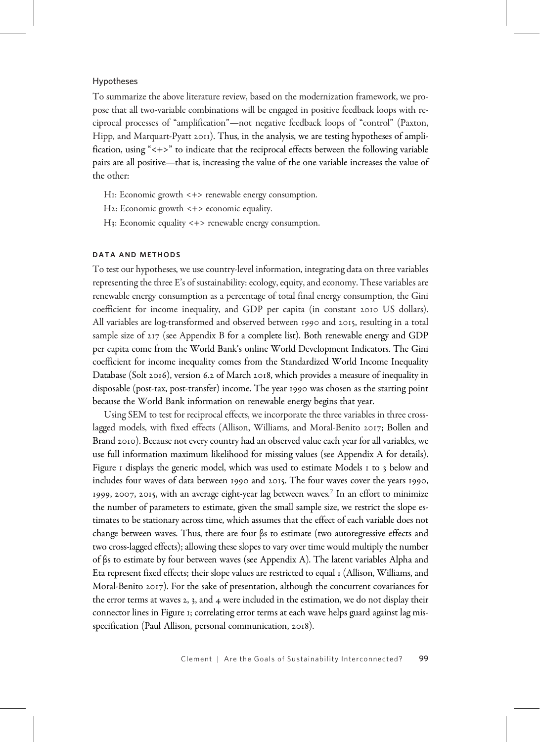### Hypotheses

To summarize the above literature review, based on the modernization framework, we propose that all two-variable combinations will be engaged in positive feedback loops with reciprocal processes of "amplification"—not negative feedback loops of "control" (Paxton, Hipp, and Marquart-Pyatt 2011). Thus, in the analysis, we are testing hypotheses of amplification, using "<+>" to indicate that the reciprocal effects between the following variable pairs are all positive—that is, increasing the value of the one variable increases the value of the other:

H1: Economic growth <+> renewable energy consumption.

H2: Economic growth <+> economic equality.

H3: Economic equality <+> renewable energy consumption.

## DATA AND METHODS

To test our hypotheses, we use country-level information, integrating data on three variables representing the three E's of sustainability: ecology, equity, and economy. These variables are renewable energy consumption as a percentage of total final energy consumption, the Gini coefficient for income inequality, and GDP per capita (in constant 2010 US dollars). All variables are log-transformed and observed between 1990 and 2015, resulting in a total sample size of 217 (see Appendix B for a complete list). Both renewable energy and GDP per capita come from the World Bank's online World Development Indicators. The Gini coefficient for income inequality comes from the Standardized World Income Inequality Database (Solt 2016), version 6.2 of March 2018, which provides a measure of inequality in disposable (post-tax, post-transfer) income. The year 1990 was chosen as the starting point because the World Bank information on renewable energy begins that year.

Using SEM to test for reciprocal effects, we incorporate the three variables in three cross-lagged models, with fixed effects (Allison, Williams, and Moral-Benito 2017; Bollen and Brand 2010). Because not every country had an observed value each year for all variables, we use full information maximum likelihood for missing values (see Appendix A for details). Figure 1 displays the generic model, which was used to estimate Models 1 to 3 below and includes four waves of data between 1990 and 2015. The four waves cover the years 1990, 1999, 2007, 2015, with an average eight-year lag between waves.[7] In an effort to minimize the number of parameters to estimate, given the small sample size, we restrict the slope estimates to be stationary across time, which assumes that the effect of each variable does not change between waves. Thus, there are four βs to estimate (two autoregressive effects and two cross-lagged effects); allowing these slopes to vary over time would multiply the number of βs to estimate by four between waves (see Appendix A). The latent variables Alpha and Eta represent fixed effects; their slope values are restricted to equal 1 (Allison, Williams, and Moral-Benito 2017). For the sake of presentation, although the concurrent covariances for the error terms at waves 2, 3, and 4 were included in the estimation, we do not display their connector lines in Figure 1; correlating error terms at each wave helps guard against lag misspecification (Paul Allison, personal communication, 2018).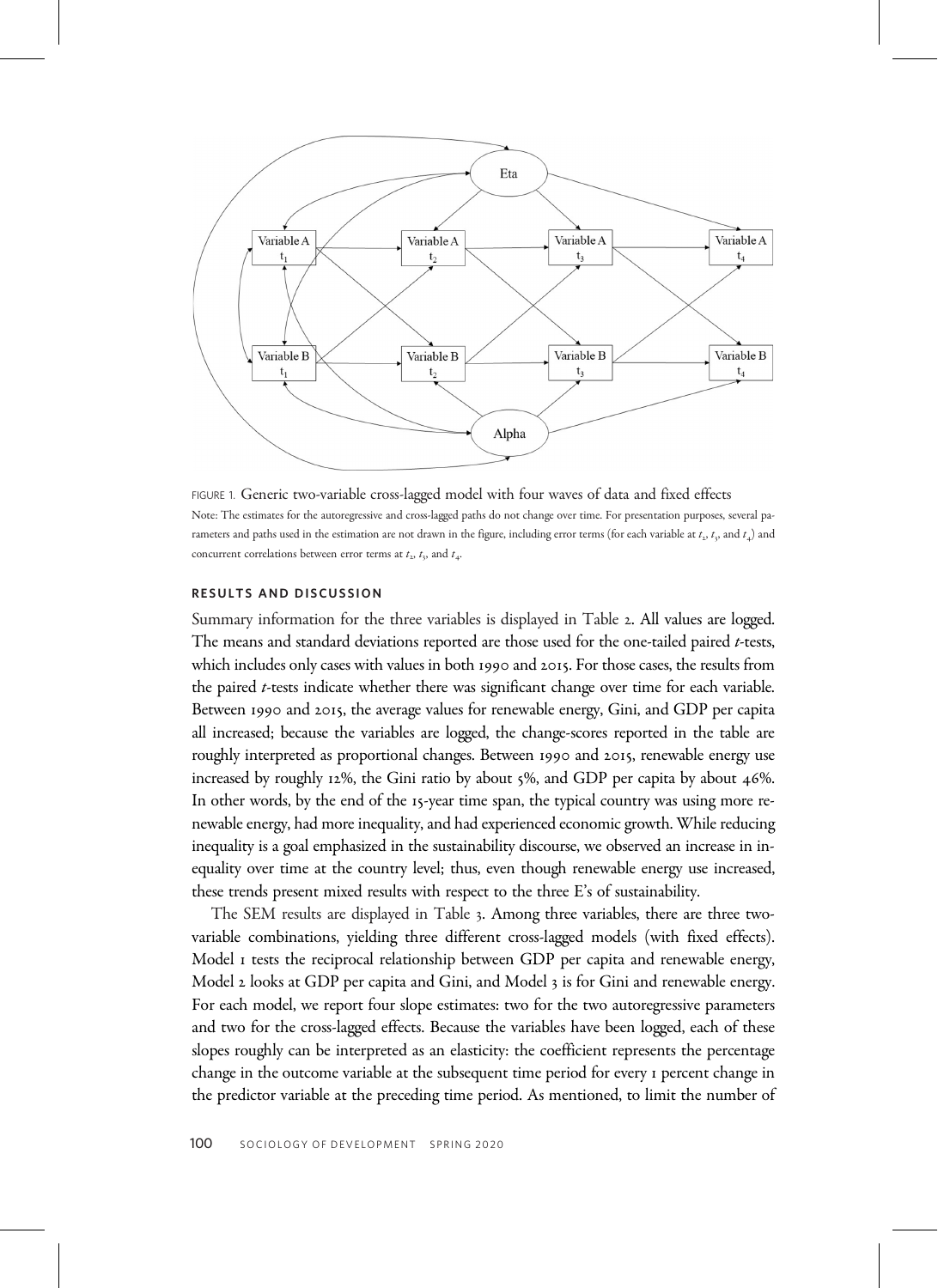FIGURE 1. Generic two-variable cross-lagged model with four waves of data and fixed effects

Note: The estimates for the autoregressive and cross-lagged paths do not change over time. For presentation purposes, several parameters and paths used in the estimation are not drawn in the figure, including error terms (for each variable at $t_2$, $t_3$, and $t_4$) and concurrent correlations between error terms at $t_2$, $t_3$, and $t_4$.

## RESULTS AND DISCUSSION

Summary information for the three variables is displayed in Table 2. All values are logged. The means and standard deviations reported are those used for the one-tailed paired *t*-tests, which includes only cases with values in both 1990 and 2015. For those cases, the results from the paired *t*-tests indicate whether there was significant change over time for each variable. Between 1990 and 2015, the average values for renewable energy, Gini, and GDP per capita all increased; because the variables are logged, the change-scores reported in the table are roughly interpreted as proportional changes. Between 1990 and 2015, renewable energy use increased by roughly 12%, the Gini ratio by about 5%, and GDP per capita by about 46%. In other words, by the end of the 15-year time span, the typical country was using more renewable energy, had more inequality, and had experienced economic growth. While reducing inequality is a goal emphasized in the sustainability discourse, we observed an increase in inequality over time at the country level; thus, even though renewable energy use increased, these trends present mixed results with respect to the three E's of sustainability.

The SEM results are displayed in Table 3. Among three variables, there are three two-variable combinations, yielding three different cross-lagged models (with fixed effects). Model 1 tests the reciprocal relationship between GDP per capita and renewable energy, Model 2 looks at GDP per capita and Gini, and Model 3 is for Gini and renewable energy. For each model, we report four slope estimates: two for the two autoregressive parameters and two for the cross-lagged effects. Because the variables have been logged, each of these slopes roughly can be interpreted as an elasticity: the coefficient represents the percentage change in the outcome variable at the subsequent time period for every 1 percent change in the predictor variable at the preceding time period. As mentioned, to limit the number of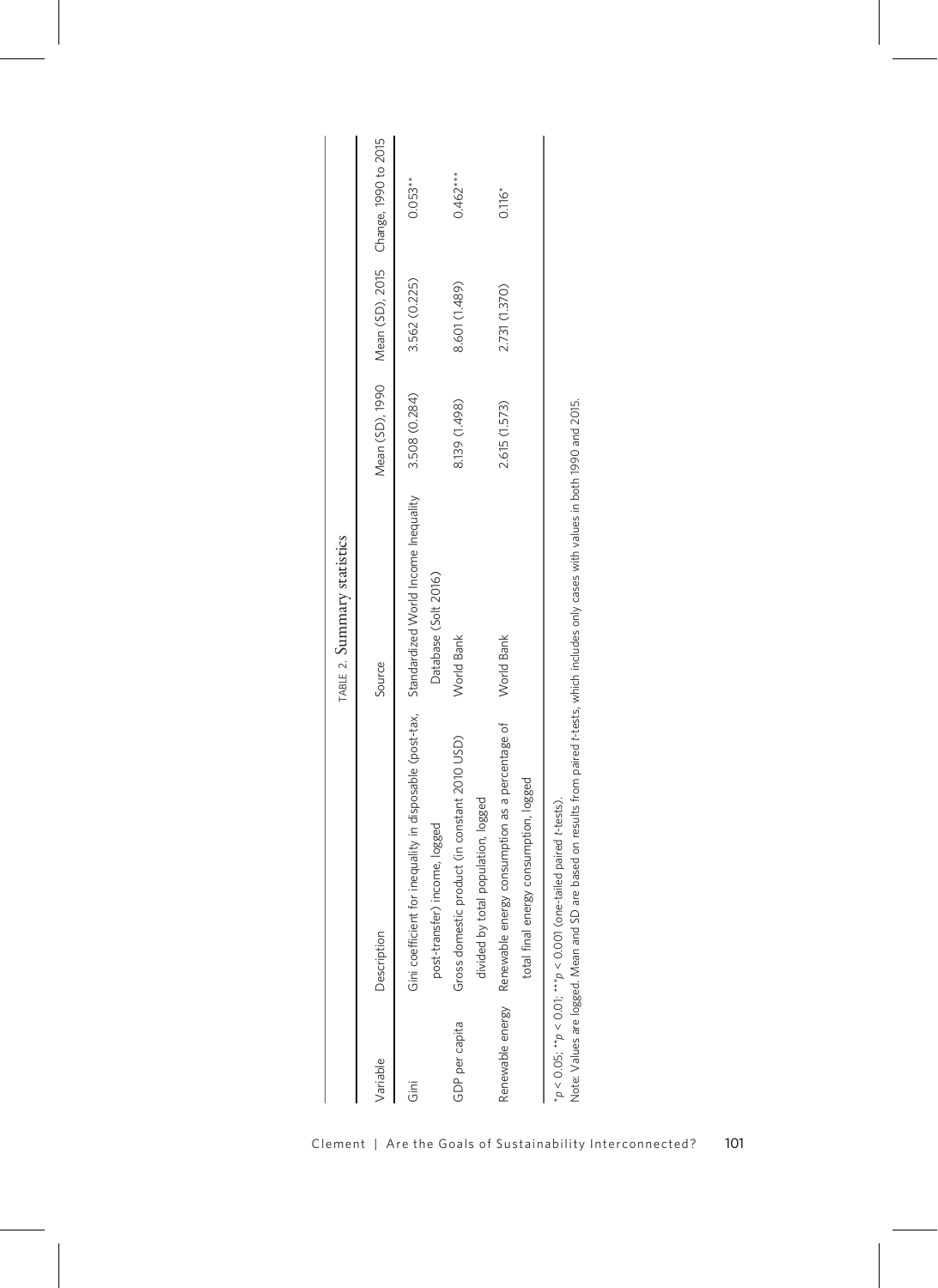TABLE 2. Summary statistics

| Variable | Description | Source | Mean (SD), 1990 | Mean (SD), 2015 | Change, 1990 to 2015 |
|---|---|---|---|---|---|
| Gini | Gini coefficient for inequality in disposable (post-tax, post-transfer) income, logged | Standardized World Income Inequality Database (Solt 2016) | 3.508 (0.284) | 3.562 (0.225) | 0.053** |
| GDP per capita | Gross domestic product (in constant 2010 USD) divided by total population, logged | World Bank | 8.139 (1.498) | 8.601 (1.489) | 0.462*** |
| Renewable energy | Renewable energy consumption as a percentage of total final energy consumption, logged | World Bank | 2.615 (1.573) | 2.731 (1.370) | 0.116* |

*$p < 0.05$; **$p < 0.01$; ***$p < 0.001$ (one-tailed paired $t$-tests).

Note: Values are logged. Mean and SD are based on results from paired $t$-tests, which includes only cases with values in both 1990 and 2015.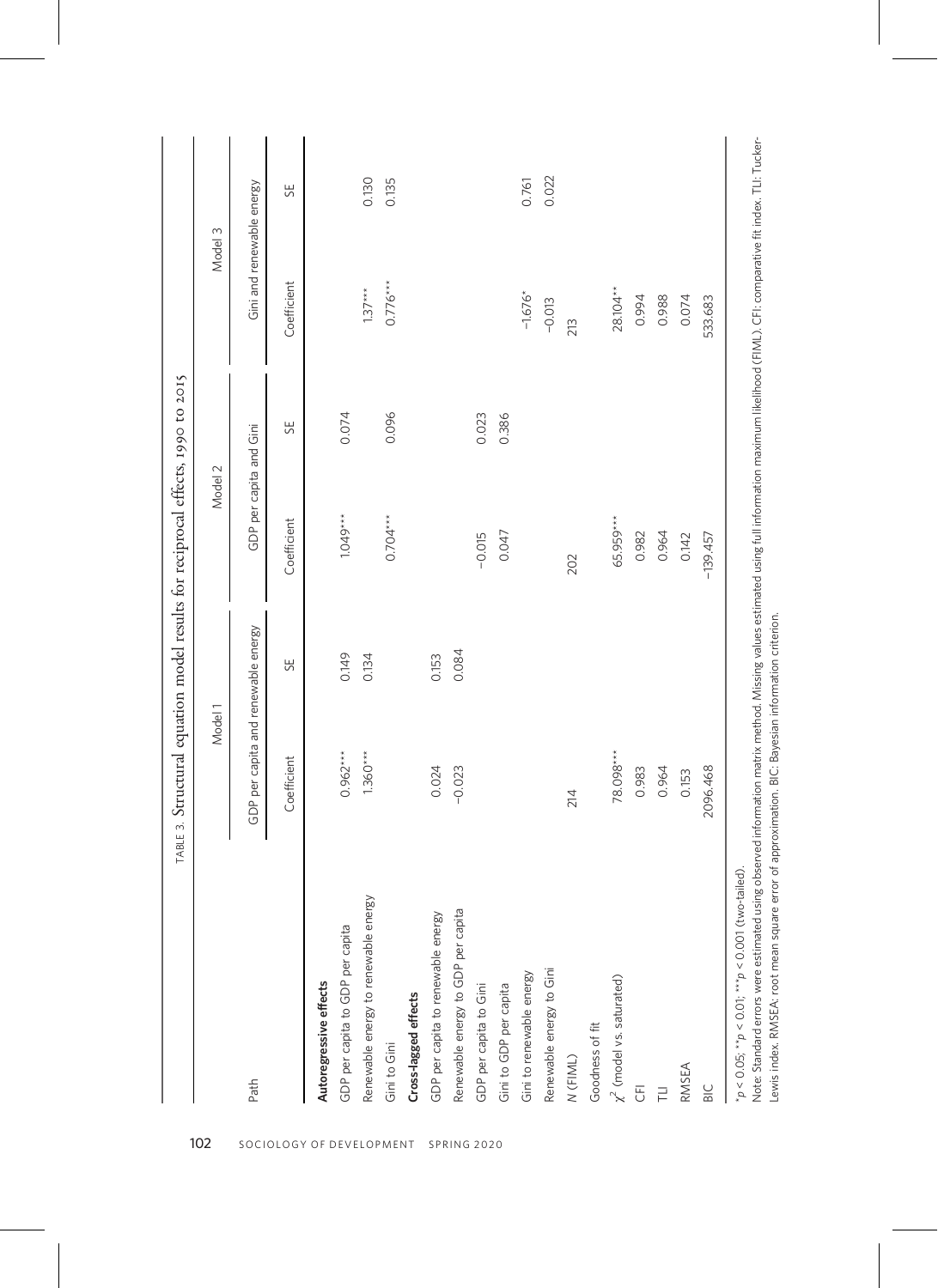TABLE 3. Structural equation model results for reciprocal effects, 1990 to 2015

| Path | Model 1 | | Model 2 | | Model 3 | |
|---|---|---|---|---|---|---|
| | GDP per capita and renewable energy | | GDP per capita and Gini | | Gini and renewable energy | |
| | Coefficient | SE | Coefficient | SE | Coefficient | SE |
| **Autoregressive effects** | | | | | | |
| GDP per capita to GDP per capita | 0.962*** | 0.149 | 1.049*** | 0.074 | | |
| Renewable energy to renewable energy | 1.360*** | 0.134 | | | 1.37*** | 0.130 |
| Gini to Gini | | | 0.704*** | 0.096 | 0.776*** | 0.135 |
| **Cross-lagged effects** | | | | | | |
| GDP per capita to renewable energy | 0.024 | 0.153 | | | | |
| Renewable energy to GDP per capita | −0.023 | 0.084 | | | | |
| GDP per capita to Gini | | | −0.015 | 0.023 | | |
| Gini to GDP per capita | | | 0.047 | 0.386 | | |
| Gini to renewable energy | | | | | −1.676* | 0.761 |
| Renewable energy to Gini | | | | | −0.013 | 0.022 |
| *N* (FIML) | 214 | | 202 | | 213 | |
| Goodness of fit | | | | | | |
| $\chi^2$ (model vs. saturated) | 78.098*** | | 65.959*** | | 28.104** | |
| CFI | 0.983 | | 0.982 | | 0.994 | |
| TLI | 0.964 | | 0.964 | | 0.988 | |
| RMSEA | 0.153 | | 0.142 | | 0.074 | |
| BIC | 2096.468 | | −139.457 | | 533.683 | |

*$p < 0.05$; **$p < 0.01$; ***$p < 0.001$ (two-tailed).

Note: Standard errors were estimated using observed information matrix method. Missing values estimated using full information maximum likelihood (FIML). CFI: comparative fit index. TLI: Tucker-Lewis index. RMSEA: root mean square error of approximation. BIC: Bayesian information criterion.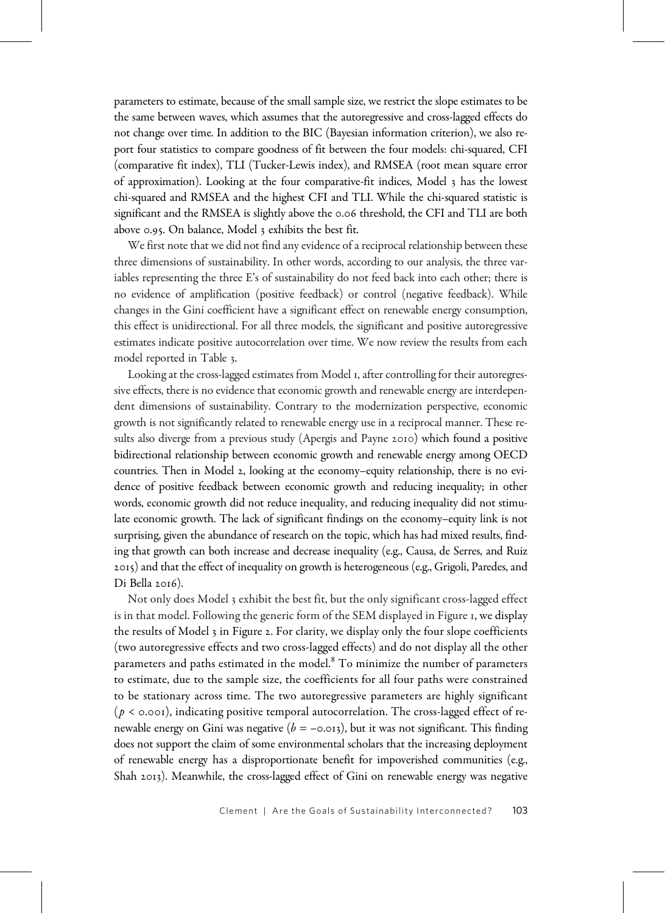parameters to estimate, because of the small sample size, we restrict the slope estimates to be the same between waves, which assumes that the autoregressive and cross-lagged effects do not change over time. In addition to the BIC (Bayesian information criterion), we also report four statistics to compare goodness of fit between the four models: chi-squared, CFI (comparative fit index), TLI (Tucker-Lewis index), and RMSEA (root mean square error of approximation). Looking at the four comparative-fit indices, Model 3 has the lowest chi-squared and RMSEA and the highest CFI and TLI. While the chi-squared statistic is significant and the RMSEA is slightly above the 0.06 threshold, the CFI and TLI are both above 0.95. On balance, Model 3 exhibits the best fit.

We first note that we did not find any evidence of a reciprocal relationship between these three dimensions of sustainability. In other words, according to our analysis, the three variables representing the three E's of sustainability do not feed back into each other; there is no evidence of amplification (positive feedback) or control (negative feedback). While changes in the Gini coefficient have a significant effect on renewable energy consumption, this effect is unidirectional. For all three models, the significant and positive autoregressive estimates indicate positive autocorrelation over time. We now review the results from each model reported in Table 3.

Looking at the cross-lagged estimates from Model 1, after controlling for their autoregressive effects, there is no evidence that economic growth and renewable energy are interdependent dimensions of sustainability. Contrary to the modernization perspective, economic growth is not significantly related to renewable energy use in a reciprocal manner. These results also diverge from a previous study (Apergis and Payne 2010) which found a positive bidirectional relationship between economic growth and renewable energy among OECD countries. Then in Model 2, looking at the economy–equity relationship, there is no evidence of positive feedback between economic growth and reducing inequality; in other words, economic growth did not reduce inequality, and reducing inequality did not stimulate economic growth. The lack of significant findings on the economy–equity link is not surprising, given the abundance of research on the topic, which has had mixed results, finding that growth can both increase and decrease inequality (e.g., Causa, de Serres, and Ruiz 2015) and that the effect of inequality on growth is heterogeneous (e.g., Grigoli, Paredes, and Di Bella 2016).

Not only does Model 3 exhibit the best fit, but the only significant cross-lagged effect is in that model. Following the generic form of the SEM displayed in Figure 1, we display the results of Model 3 in Figure 2. For clarity, we display only the four slope coefficients (two autoregressive effects and two cross-lagged effects) and do not display all the other parameters and paths estimated in the model.[8] To minimize the number of parameters to estimate, due to the sample size, the coefficients for all four paths were constrained to be stationary across time. The two autoregressive parameters are highly significant ($p < 0.001$), indicating positive temporal autocorrelation. The cross-lagged effect of renewable energy on Gini was negative ($b = -0.013$), but it was not significant. This finding does not support the claim of some environmental scholars that the increasing deployment of renewable energy has a disproportionate benefit for impoverished communities (e.g., Shah 2013). Meanwhile, the cross-lagged effect of Gini on renewable energy was negative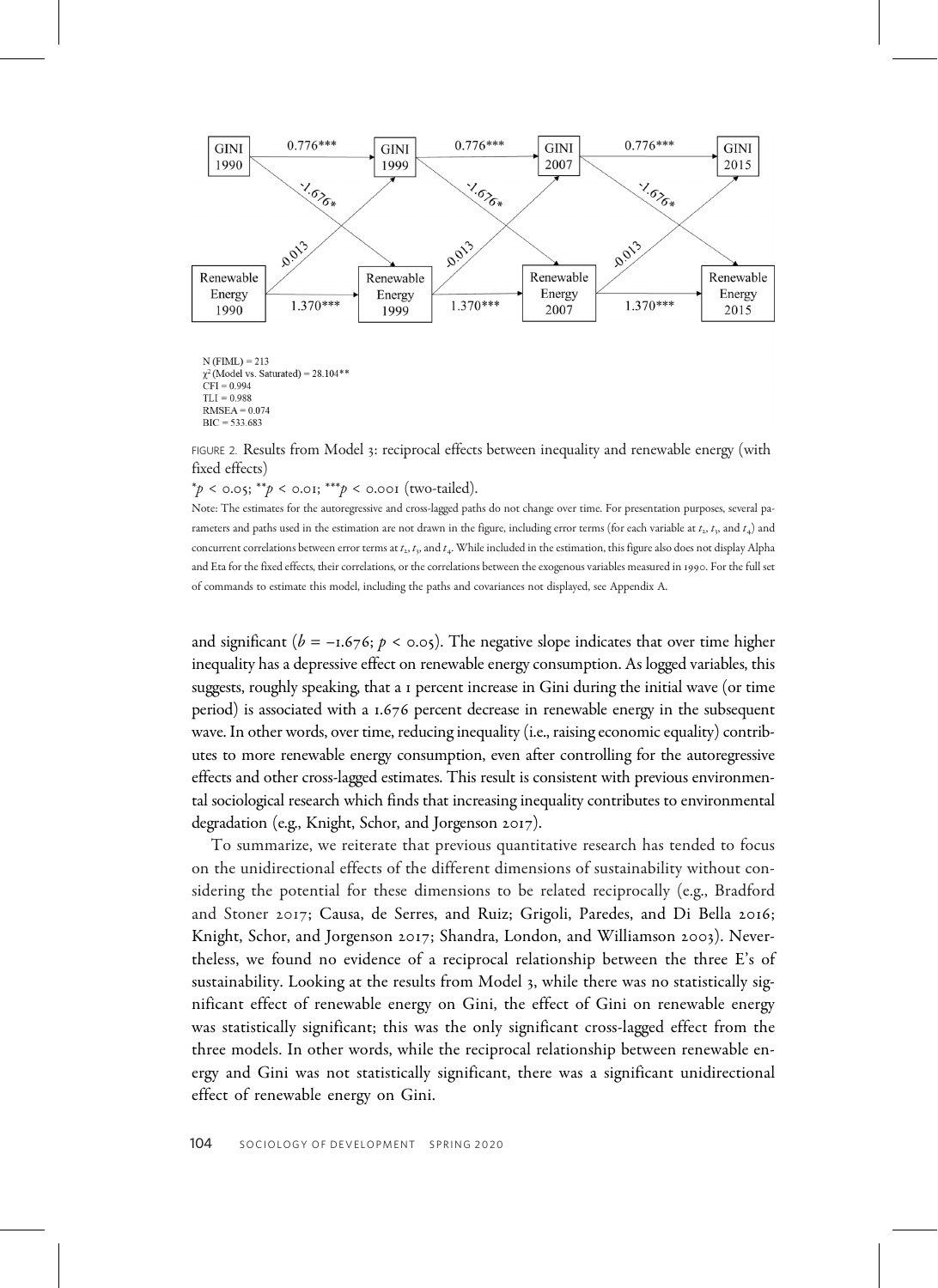N (FIML) = 213
$\chi^2$ (Model vs. Saturated) = 28.104**
CFI = 0.994
TLI = 0.988
RMSEA = 0.074
BIC = 533.683

FIGURE 2. Results from Model 3: reciprocal effects between inequality and renewable energy (with fixed effects)

*$p < 0.05$; **$p < 0.01$; ***$p < 0.001$ (two-tailed).

Note: The estimates for the autoregressive and cross-lagged paths do not change over time. For presentation purposes, several parameters and paths used in the estimation are not drawn in the figure, including error terms (for each variable at $t_2$, $t_3$, and $t_4$) and concurrent correlations between error terms at $t_2$, $t_3$, and $t_4$. While included in the estimation, this figure also does not display Alpha and Eta for the fixed effects, their correlations, or the correlations between the exogenous variables measured in 1990. For the full set of commands to estimate this model, including the paths and covariances not displayed, see Appendix A.

and significant ($b = -1.676$; $p < 0.05$). The negative slope indicates that over time higher inequality has a depressive effect on renewable energy consumption. As logged variables, this suggests, roughly speaking, that a 1 percent increase in Gini during the initial wave (or time period) is associated with a 1.676 percent decrease in renewable energy in the subsequent wave. In other words, over time, reducing inequality (i.e., raising economic equality) contributes to more renewable energy consumption, even after controlling for the autoregressive effects and other cross-lagged estimates. This result is consistent with previous environmental sociological research which finds that increasing inequality contributes to environmental degradation (e.g., Knight, Schor, and Jorgenson 2017).

To summarize, we reiterate that previous quantitative research has tended to focus on the unidirectional effects of the different dimensions of sustainability without considering the potential for these dimensions to be related reciprocally (e.g., Bradford and Stoner 2017; Causa, de Serres, and Ruiz; Grigoli, Paredes, and Di Bella 2016; Knight, Schor, and Jorgenson 2017; Shandra, London, and Williamson 2003). Nevertheless, we found no evidence of a reciprocal relationship between the three E's of sustainability. Looking at the results from Model 3, while there was no statistically significant effect of renewable energy on Gini, the effect of Gini on renewable energy was statistically significant; this was the only significant cross-lagged effect from the three models. In other words, while the reciprocal relationship between renewable energy and Gini was not statistically significant, there was a significant unidirectional effect of renewable energy on Gini.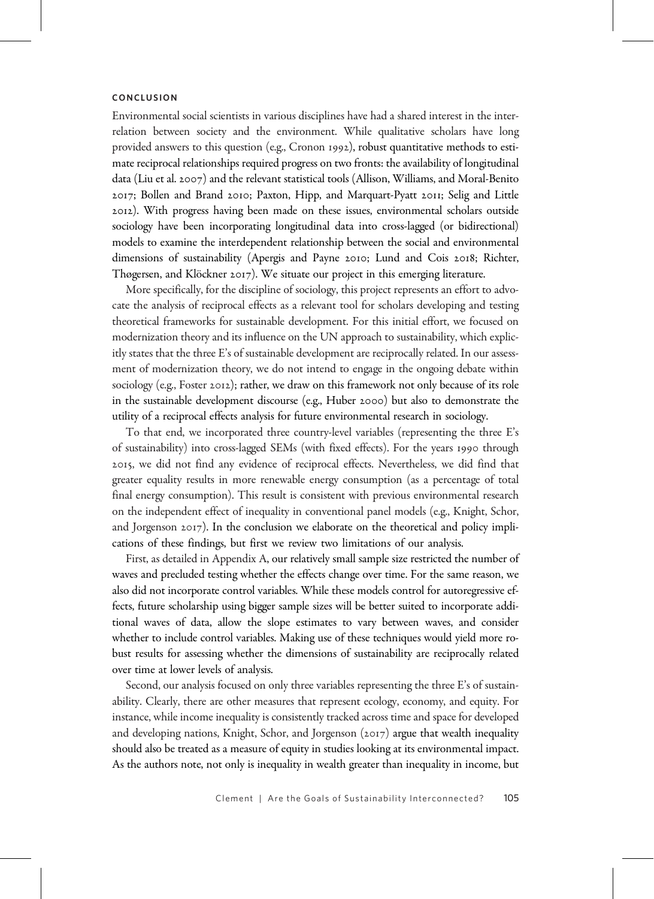## CONCLUSION

Environmental social scientists in various disciplines have had a shared interest in the interrelation between society and the environment. While qualitative scholars have long provided answers to this question (e.g., Cronon 1992), robust quantitative methods to estimate reciprocal relationships required progress on two fronts: the availability of longitudinal data (Liu et al. 2007) and the relevant statistical tools (Allison, Williams, and Moral-Benito 2017; Bollen and Brand 2010; Paxton, Hipp, and Marquart-Pyatt 2011; Selig and Little 2012). With progress having been made on these issues, environmental scholars outside sociology have been incorporating longitudinal data into cross-lagged (or bidirectional) models to examine the interdependent relationship between the social and environmental dimensions of sustainability (Apergis and Payne 2010; Lund and Cois 2018; Richter, Thøgersen, and Klöckner 2017). We situate our project in this emerging literature.

More specifically, for the discipline of sociology, this project represents an effort to advocate the analysis of reciprocal effects as a relevant tool for scholars developing and testing theoretical frameworks for sustainable development. For this initial effort, we focused on modernization theory and its influence on the UN approach to sustainability, which explicitly states that the three E's of sustainable development are reciprocally related. In our assessment of modernization theory, we do not intend to engage in the ongoing debate within sociology (e.g., Foster 2012); rather, we draw on this framework not only because of its role in the sustainable development discourse (e.g., Huber 2000) but also to demonstrate the utility of a reciprocal effects analysis for future environmental research in sociology.

To that end, we incorporated three country-level variables (representing the three E's of sustainability) into cross-lagged SEMs (with fixed effects). For the years 1990 through 2015, we did not find any evidence of reciprocal effects. Nevertheless, we did find that greater equality results in more renewable energy consumption (as a percentage of total final energy consumption). This result is consistent with previous environmental research on the independent effect of inequality in conventional panel models (e.g., Knight, Schor, and Jorgenson 2017). In the conclusion we elaborate on the theoretical and policy implications of these findings, but first we review two limitations of our analysis.

First, as detailed in Appendix A, our relatively small sample size restricted the number of waves and precluded testing whether the effects change over time. For the same reason, we also did not incorporate control variables. While these models control for autoregressive effects, future scholarship using bigger sample sizes will be better suited to incorporate additional waves of data, allow the slope estimates to vary between waves, and consider whether to include control variables. Making use of these techniques would yield more robust results for assessing whether the dimensions of sustainability are reciprocally related over time at lower levels of analysis.

Second, our analysis focused on only three variables representing the three E's of sustainability. Clearly, there are other measures that represent ecology, economy, and equity. For instance, while income inequality is consistently tracked across time and space for developed and developing nations, Knight, Schor, and Jorgenson (2017) argue that wealth inequality should also be treated as a measure of equity in studies looking at its environmental impact. As the authors note, not only is inequality in wealth greater than inequality in income, but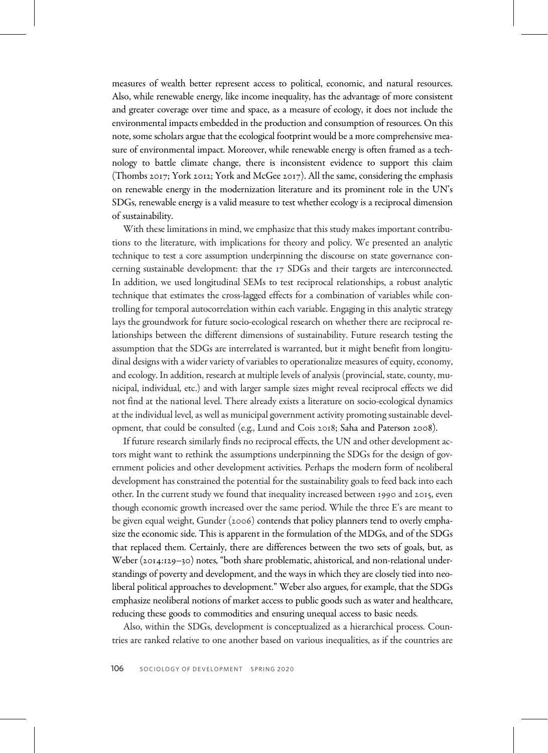measures of wealth better represent access to political, economic, and natural resources. Also, while renewable energy, like income inequality, has the advantage of more consistent and greater coverage over time and space, as a measure of ecology, it does not include the environmental impacts embedded in the production and consumption of resources. On this note, some scholars argue that the ecological footprint would be a more comprehensive measure of environmental impact. Moreover, while renewable energy is often framed as a technology to battle climate change, there is inconsistent evidence to support this claim (Thombs 2017; York 2012; York and McGee 2017). All the same, considering the emphasis on renewable energy in the modernization literature and its prominent role in the UN's SDGs, renewable energy is a valid measure to test whether ecology is a reciprocal dimension of sustainability.

With these limitations in mind, we emphasize that this study makes important contributions to the literature, with implications for theory and policy. We presented an analytic technique to test a core assumption underpinning the discourse on state governance concerning sustainable development: that the 17 SDGs and their targets are interconnected. In addition, we used longitudinal SEMs to test reciprocal relationships, a robust analytic technique that estimates the cross-lagged effects for a combination of variables while controlling for temporal autocorrelation within each variable. Engaging in this analytic strategy lays the groundwork for future socio-ecological research on whether there are reciprocal relationships between the different dimensions of sustainability. Future research testing the assumption that the SDGs are interrelated is warranted, but it might benefit from longitudinal designs with a wider variety of variables to operationalize measures of equity, economy, and ecology. In addition, research at multiple levels of analysis (provincial, state, county, municipal, individual, etc.) and with larger sample sizes might reveal reciprocal effects we did not find at the national level. There already exists a literature on socio-ecological dynamics at the individual level, as well as municipal government activity promoting sustainable development, that could be consulted (e.g., Lund and Cois 2018; Saha and Paterson 2008).

If future research similarly finds no reciprocal effects, the UN and other development actors might want to rethink the assumptions underpinning the SDGs for the design of government policies and other development activities. Perhaps the modern form of neoliberal development has constrained the potential for the sustainability goals to feed back into each other. In the current study we found that inequality increased between 1990 and 2015, even though economic growth increased over the same period. While the three E's are meant to be given equal weight, Gunder (2006) contends that policy planners tend to overly emphasize the economic side. This is apparent in the formulation of the MDGs, and of the SDGs that replaced them. Certainly, there are differences between the two sets of goals, but, as Weber (2014:129–30) notes, "both share problematic, ahistorical, and non-relational understandings of poverty and development, and the ways in which they are closely tied into neoliberal political approaches to development." Weber also argues, for example, that the SDGs emphasize neoliberal notions of market access to public goods such as water and healthcare, reducing these goods to commodities and ensuring unequal access to basic needs.

Also, within the SDGs, development is conceptualized as a hierarchical process. Countries are ranked relative to one another based on various inequalities, as if the countries are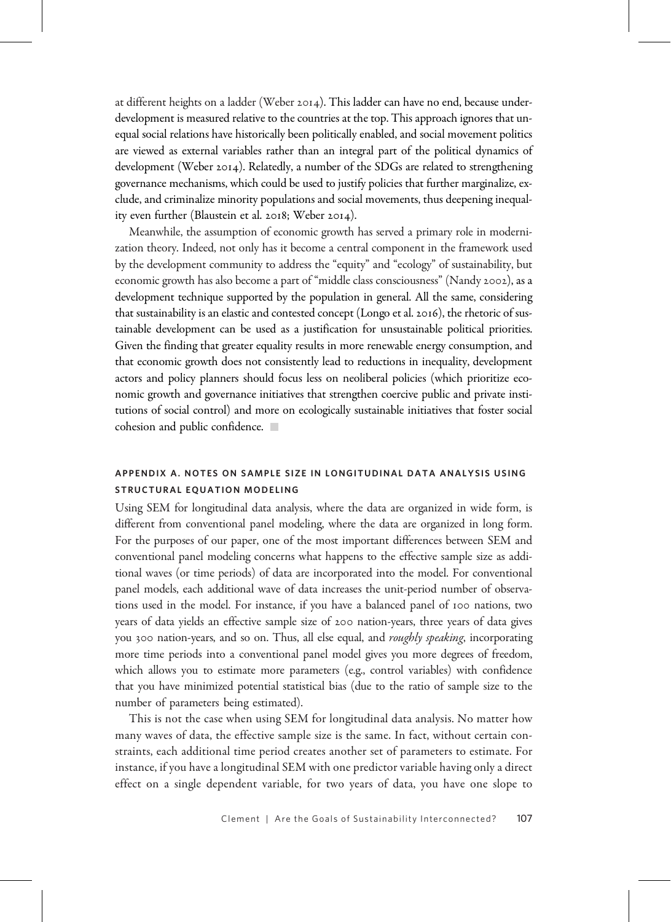at different heights on a ladder (Weber 2014). This ladder can have no end, because underdevelopment is measured relative to the countries at the top. This approach ignores that unequal social relations have historically been politically enabled, and social movement politics are viewed as external variables rather than an integral part of the political dynamics of development (Weber 2014). Relatedly, a number of the SDGs are related to strengthening governance mechanisms, which could be used to justify policies that further marginalize, exclude, and criminalize minority populations and social movements, thus deepening inequality even further (Blaustein et al. 2018; Weber 2014).

Meanwhile, the assumption of economic growth has served a primary role in modernization theory. Indeed, not only has it become a central component in the framework used by the development community to address the "equity" and "ecology" of sustainability, but economic growth has also become a part of "middle class consciousness" (Nandy 2002), as a development technique supported by the population in general. All the same, considering that sustainability is an elastic and contested concept (Longo et al. 2016), the rhetoric of sustainable development can be used as a justification for unsustainable political priorities. Given the finding that greater equality results in more renewable energy consumption, and that economic growth does not consistently lead to reductions in inequality, development actors and policy planners should focus less on neoliberal policies (which prioritize economic growth and governance initiatives that strengthen coercive public and private institutions of social control) and more on ecologically sustainable initiatives that foster social cohesion and public confidence.

## APPENDIX A. NOTES ON SAMPLE SIZE IN LONGITUDINAL DATA ANALYSIS USING STRUCTURAL EQUATION MODELING

Using SEM for longitudinal data analysis, where the data are organized in wide form, is different from conventional panel modeling, where the data are organized in long form. For the purposes of our paper, one of the most important differences between SEM and conventional panel modeling concerns what happens to the effective sample size as additional waves (or time periods) of data are incorporated into the model. For conventional panel models, each additional wave of data increases the unit-period number of observations used in the model. For instance, if you have a balanced panel of 100 nations, two years of data yields an effective sample size of 200 nation-years, three years of data gives you 300 nation-years, and so on. Thus, all else equal, and *roughly speaking*, incorporating more time periods into a conventional panel model gives you more degrees of freedom, which allows you to estimate more parameters (e.g., control variables) with confidence that you have minimized potential statistical bias (due to the ratio of sample size to the number of parameters being estimated).

This is not the case when using SEM for longitudinal data analysis. No matter how many waves of data, the effective sample size is the same. In fact, without certain constraints, each additional time period creates another set of parameters to estimate. For instance, if you have a longitudinal SEM with one predictor variable having only a direct effect on a single dependent variable, for two years of data, you have one slope to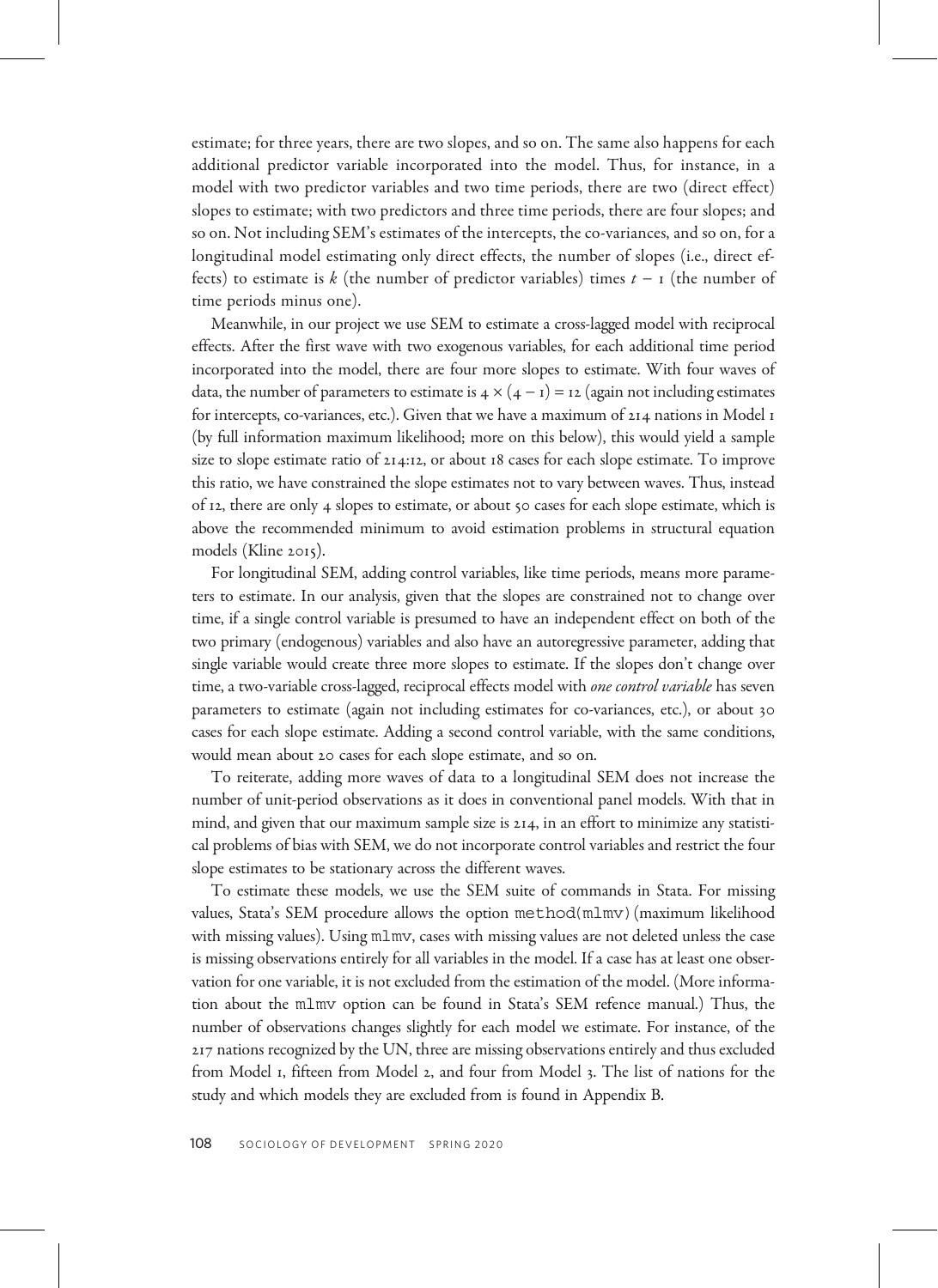estimate; for three years, there are two slopes, and so on. The same also happens for each additional predictor variable incorporated into the model. Thus, for instance, in a model with two predictor variables and two time periods, there are two (direct effect) slopes to estimate; with two predictors and three time periods, there are four slopes; and so on. Not including SEM's estimates of the intercepts, the co-variances, and so on, for a longitudinal model estimating only direct effects, the number of slopes (i.e., direct effects) to estimate is $k$ (the number of predictor variables) times $t - 1$ (the number of time periods minus one).

Meanwhile, in our project we use SEM to estimate a cross-lagged model with reciprocal effects. After the first wave with two exogenous variables, for each additional time period incorporated into the model, there are four more slopes to estimate. With four waves of data, the number of parameters to estimate is $4 \times (4 - 1) = 12$ (again not including estimates for intercepts, co-variances, etc.). Given that we have a maximum of 214 nations in Model 1 (by full information maximum likelihood; more on this below), this would yield a sample size to slope estimate ratio of 214:12, or about 18 cases for each slope estimate. To improve this ratio, we have constrained the slope estimates not to vary between waves. Thus, instead of 12, there are only 4 slopes to estimate, or about 50 cases for each slope estimate, which is above the recommended minimum to avoid estimation problems in structural equation models (Kline 2015).

For longitudinal SEM, adding control variables, like time periods, means more parameters to estimate. In our analysis, given that the slopes are constrained not to change over time, if a single control variable is presumed to have an independent effect on both of the two primary (endogenous) variables and also have an autoregressive parameter, adding that single variable would create three more slopes to estimate. If the slopes don't change over time, a two-variable cross-lagged, reciprocal effects model with *one control variable* has seven parameters to estimate (again not including estimates for co-variances, etc.), or about 30 cases for each slope estimate. Adding a second control variable, with the same conditions, would mean about 20 cases for each slope estimate, and so on.

To reiterate, adding more waves of data to a longitudinal SEM does not increase the number of unit-period observations as it does in conventional panel models. With that in mind, and given that our maximum sample size is 214, in an effort to minimize any statistical problems of bias with SEM, we do not incorporate control variables and restrict the four slope estimates to be stationary across the different waves.

To estimate these models, we use the SEM suite of commands in Stata. For missing values, Stata's SEM procedure allows the option `method(mlmv)` (maximum likelihood with missing values). Using `mlmv`, cases with missing values are not deleted unless the case is missing observations entirely for all variables in the model. If a case has at least one observation for one variable, it is not excluded from the estimation of the model. (More information about the `mlmv` option can be found in Stata's SEM refence manual.) Thus, the number of observations changes slightly for each model we estimate. For instance, of the 217 nations recognized by the UN, three are missing observations entirely and thus excluded from Model 1, fifteen from Model 2, and four from Model 3. The list of nations for the study and which models they are excluded from is found in Appendix B.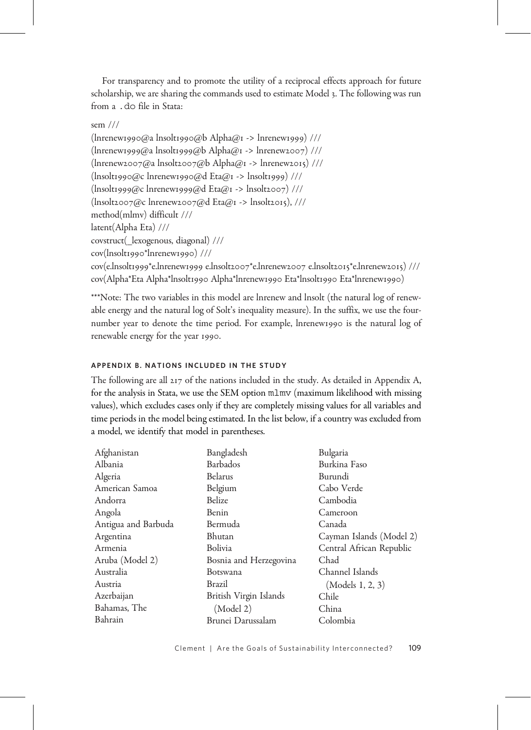For transparency and to promote the utility of a reciprocal effects approach for future scholarship, we are sharing the commands used to estimate Model 3. The following was run from a .do file in Stata:

```
sem ///
(lnrenew1990@a lnsolt1990@b Alpha@1 -> lnrenew1999) ///
(lnrenew1999@a lnsolt1999@b Alpha@1 -> lnrenew2007) ///
(lnrenew2007@a lnsolt2007@b Alpha@1 -> lnrenew2015) ///
(lnsolt1990@c lnrenew1990@d Eta@1 -> lnsolt1999) ///
(lnsolt1999@c lnrenew1999@d Eta@1 -> lnsolt2007) ///
(lnsolt2007@c lnrenew2007@d Eta@1 -> lnsolt2015), ///
method(mlmv) difficult ///
latent(Alpha Eta) ///
covstruct(_lexogenous, diagonal) ///
cov(lnsolt1990*lnrenew1990) ///
cov(e.lnsolt1999*e.lnrenew1999 e.lnsolt2007*e.lnrenew2007 e.lnsolt2015*e.lnrenew2015) ///
cov(Alpha*Eta Alpha*lnsolt1990 Alpha*lnrenew1990 Eta*lnsolt1990 Eta*lnrenew1990)
```

***Note: The two variables in this model are lnrenew and lnsolt (the natural log of renewable energy and the natural log of Solt's inequality measure). In the suffix, we use the four-number year to denote the time period. For example, lnrenew1990 is the natural log of renewable energy for the year 1990.

### APPENDIX B. NATIONS INCLUDED IN THE STUDY

The following are all 217 of the nations included in the study. As detailed in Appendix A, for the analysis in Stata, we use the SEM option mlmv (maximum likelihood with missing values), which excludes cases only if they are completely missing values for all variables and time periods in the model being estimated. In the list below, if a country was excluded from a model, we identify that model in parentheses.

Afghanistan
Albania
Algeria
American Samoa
Andorra
Angola
Antigua and Barbuda
Argentina
Armenia
Aruba (Model 2)
Australia
Austria
Azerbaijan
Bahamas, The
Bahrain
Bangladesh
Barbados
Belarus
Belgium
Belize
Benin
Bermuda
Bhutan
Bolivia
Bosnia and Herzegovina
Botswana
Brazil
British Virgin Islands (Model 2)
Brunei Darussalam
Bulgaria
Burkina Faso
Burundi
Cabo Verde
Cambodia
Cameroon
Canada
Cayman Islands (Model 2)
Central African Republic
Chad
Channel Islands (Models 1, 2, 3)
Chile
China
Colombia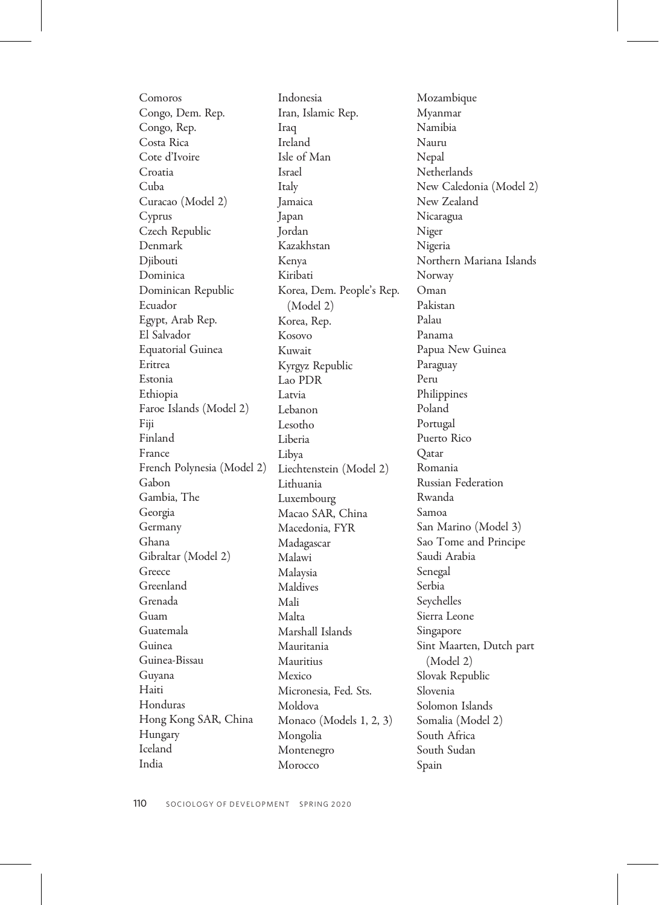Comoros
Congo, Dem. Rep.
Congo, Rep.
Costa Rica
Cote d'Ivoire
Croatia
Cuba
Curacao (Model 2)
Cyprus
Czech Republic
Denmark
Djibouti
Dominica
Dominican Republic
Ecuador
Egypt, Arab Rep.
El Salvador
Equatorial Guinea
Eritrea
Estonia
Ethiopia
Faroe Islands (Model 2)
Fiji
Finland
France
French Polynesia (Model 2)
Gabon
Gambia, The
Georgia
Germany
Ghana
Gibraltar (Model 2)
Greece
Greenland
Grenada
Guam
Guatemala
Guinea
Guinea-Bissau
Guyana
Haiti
Honduras
Hong Kong SAR, China
Hungary
Iceland
India
Indonesia
Iran, Islamic Rep.
Iraq
Ireland
Isle of Man
Israel
Italy
Jamaica
Japan
Jordan
Kazakhstan
Kenya
Kiribati
Korea, Dem. People's Rep. (Model 2)
Korea, Rep.
Kosovo
Kuwait
Kyrgyz Republic
Lao PDR
Latvia
Lebanon
Lesotho
Liberia
Libya
Liechtenstein (Model 2)
Lithuania
Luxembourg
Macao SAR, China
Macedonia, FYR
Madagascar
Malawi
Malaysia
Maldives
Mali
Malta
Marshall Islands
Mauritania
Mauritius
Mexico
Micronesia, Fed. Sts.
Moldova
Monaco (Models 1, 2, 3)
Mongolia
Montenegro
Morocco
Mozambique
Myanmar
Namibia
Nauru
Nepal
Netherlands
New Caledonia (Model 2)
New Zealand
Nicaragua
Niger
Nigeria
Northern Mariana Islands
Norway
Oman
Pakistan
Palau
Panama
Papua New Guinea
Paraguay
Peru
Philippines
Poland
Portugal
Puerto Rico
Qatar
Romania
Russian Federation
Rwanda
Samoa
San Marino (Model 3)
Sao Tome and Principe
Saudi Arabia
Senegal
Serbia
Seychelles
Sierra Leone
Singapore
Sint Maarten, Dutch part (Model 2)
Slovak Republic
Slovenia
Solomon Islands
Somalia (Model 2)
South Africa
South Sudan
Spain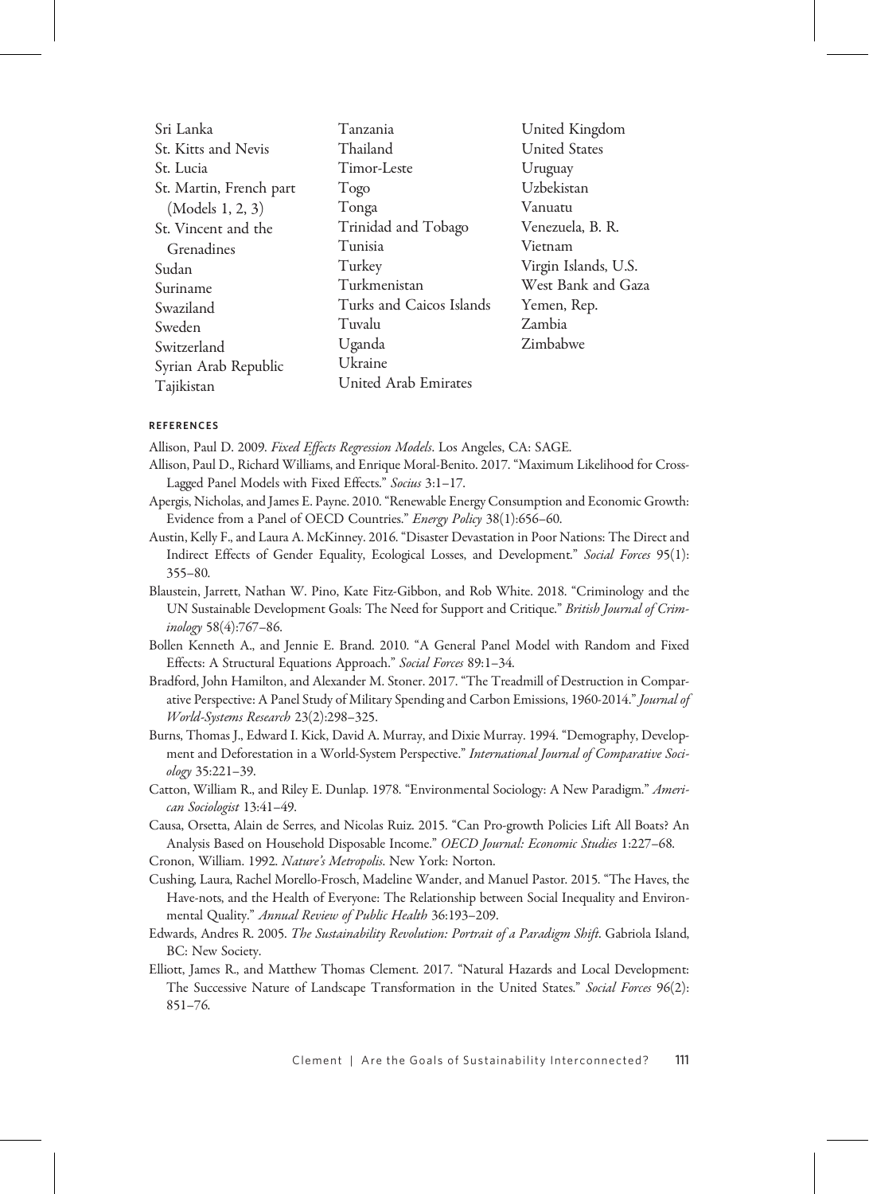Sri Lanka
St. Kitts and Nevis
St. Lucia
St. Martin, French part (Models 1, 2, 3)
St. Vincent and the Grenadines
Sudan
Suriname
Swaziland
Sweden
Switzerland
Syrian Arab Republic
Tajikistan
Tanzania
Thailand
Timor-Leste
Togo
Tonga
Trinidad and Tobago
Tunisia
Turkey
Turkmenistan
Turks and Caicos Islands
Tuvalu
Uganda
Ukraine
United Arab Emirates
United Kingdom
United States
Uruguay
Uzbekistan
Vanuatu
Venezuela, B. R.
Vietnam
Virgin Islands, U.S.
West Bank and Gaza
Yemen, Rep.
Zambia
Zimbabwe

## REFERENCES

Allison, Paul D. 2009. *Fixed Effects Regression Models*. Los Angeles, CA: SAGE.

Allison, Paul D., Richard Williams, and Enrique Moral-Benito. 2017. "Maximum Likelihood for Cross-Lagged Panel Models with Fixed Effects." *Socius* 3:1–17.

Apergis, Nicholas, and James E. Payne. 2010. "Renewable Energy Consumption and Economic Growth: Evidence from a Panel of OECD Countries." *Energy Policy* 38(1):656–60.

Austin, Kelly F., and Laura A. McKinney. 2016. "Disaster Devastation in Poor Nations: The Direct and Indirect Effects of Gender Equality, Ecological Losses, and Development." *Social Forces* 95(1): 355–80.

Blaustein, Jarrett, Nathan W. Pino, Kate Fitz-Gibbon, and Rob White. 2018. "Criminology and the UN Sustainable Development Goals: The Need for Support and Critique." *British Journal of Criminology* 58(4):767–86.

Bollen Kenneth A., and Jennie E. Brand. 2010. "A General Panel Model with Random and Fixed Effects: A Structural Equations Approach." *Social Forces* 89:1–34.

Bradford, John Hamilton, and Alexander M. Stoner. 2017. "The Treadmill of Destruction in Comparative Perspective: A Panel Study of Military Spending and Carbon Emissions, 1960-2014." *Journal of World-Systems Research* 23(2):298–325.

Burns, Thomas J., Edward I. Kick, David A. Murray, and Dixie Murray. 1994. "Demography, Development and Deforestation in a World-System Perspective." *International Journal of Comparative Sociology* 35:221–39.

Catton, William R., and Riley E. Dunlap. 1978. "Environmental Sociology: A New Paradigm." *American Sociologist* 13:41–49.

Causa, Orsetta, Alain de Serres, and Nicolas Ruiz. 2015. "Can Pro-growth Policies Lift All Boats? An Analysis Based on Household Disposable Income." *OECD Journal: Economic Studies* 1:227–68.

Cronon, William. 1992. *Nature's Metropolis*. New York: Norton.

Cushing, Laura, Rachel Morello-Frosch, Madeline Wander, and Manuel Pastor. 2015. "The Haves, the Have-nots, and the Health of Everyone: The Relationship between Social Inequality and Environmental Quality." *Annual Review of Public Health* 36:193–209.

Edwards, Andres R. 2005. *The Sustainability Revolution: Portrait of a Paradigm Shift*. Gabriola Island, BC: New Society.

Elliott, James R., and Matthew Thomas Clement. 2017. "Natural Hazards and Local Development: The Successive Nature of Landscape Transformation in the United States." *Social Forces* 96(2): 851–76.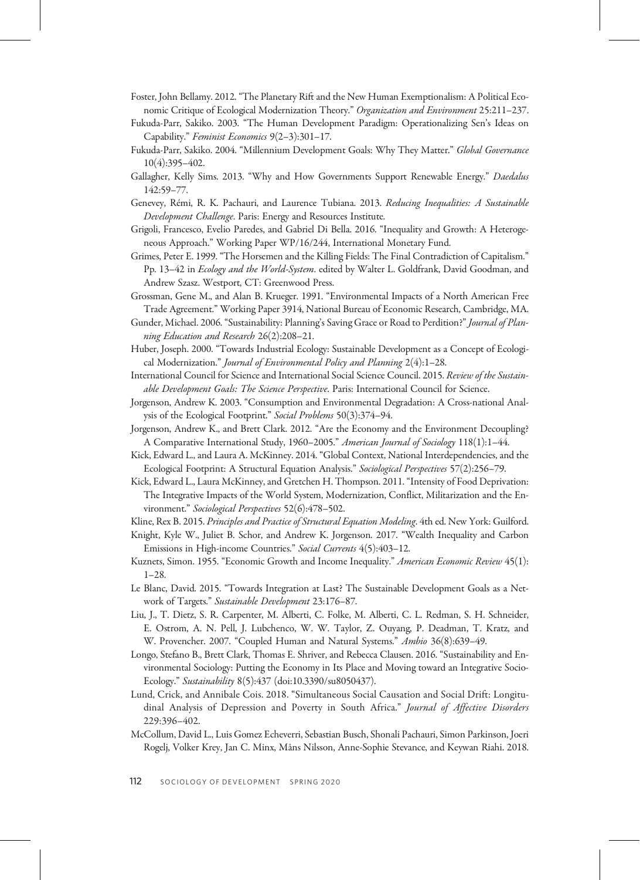Foster, John Bellamy. 2012. "The Planetary Rift and the New Human Exemptionalism: A Political Economic Critique of Ecological Modernization Theory." *Organization and Environment* 25:211–237.

Fukuda-Parr, Sakiko. 2003. "The Human Development Paradigm: Operationalizing Sen's Ideas on Capability." *Feminist Economics* 9(2–3):301–17.

Fukuda-Parr, Sakiko. 2004. "Millennium Development Goals: Why They Matter." *Global Governance* 10(4):395–402.

Gallagher, Kelly Sims. 2013. "Why and How Governments Support Renewable Energy." *Daedalus* 142:59–77.

Genevey, Rémi, R. K. Pachauri, and Laurence Tubiana. 2013. *Reducing Inequalities: A Sustainable Development Challenge*. Paris: Energy and Resources Institute.

Grigoli, Francesco, Evelio Paredes, and Gabriel Di Bella. 2016. "Inequality and Growth: A Heterogeneous Approach." Working Paper WP/16/244, International Monetary Fund.

Grimes, Peter E. 1999. "The Horsemen and the Killing Fields: The Final Contradiction of Capitalism." Pp. 13–42 in *Ecology and the World-System*. edited by Walter L. Goldfrank, David Goodman, and Andrew Szasz. Westport, CT: Greenwood Press.

Grossman, Gene M., and Alan B. Krueger. 1991. "Environmental Impacts of a North American Free Trade Agreement." Working Paper 3914, National Bureau of Economic Research, Cambridge, MA.

Gunder, Michael. 2006. "Sustainability: Planning's Saving Grace or Road to Perdition?" *Journal of Planning Education and Research* 26(2):208–21.

Huber, Joseph. 2000. "Towards Industrial Ecology: Sustainable Development as a Concept of Ecological Modernization." *Journal of Environmental Policy and Planning* 2(4):1–28.

International Council for Science and International Social Science Council. 2015. *Review of the Sustainable Development Goals: The Science Perspective*. Paris: International Council for Science.

Jorgenson, Andrew K. 2003. "Consumption and Environmental Degradation: A Cross-national Analysis of the Ecological Footprint." *Social Problems* 50(3):374–94.

Jorgenson, Andrew K., and Brett Clark. 2012. "Are the Economy and the Environment Decoupling? A Comparative International Study, 1960–2005." *American Journal of Sociology* 118(1):1–44.

Kick, Edward L., and Laura A. McKinney. 2014. "Global Context, National Interdependencies, and the Ecological Footprint: A Structural Equation Analysis." *Sociological Perspectives* 57(2):256–79.

Kick, Edward L., Laura McKinney, and Gretchen H. Thompson. 2011. "Intensity of Food Deprivation: The Integrative Impacts of the World System, Modernization, Conflict, Militarization and the Environment." *Sociological Perspectives* 52(6):478–502.

Kline, Rex B. 2015. *Principles and Practice of Structural Equation Modeling*. 4th ed. New York: Guilford.

Knight, Kyle W., Juliet B. Schor, and Andrew K. Jorgenson. 2017. "Wealth Inequality and Carbon Emissions in High-income Countries." *Social Currents* 4(5):403–12.

Kuznets, Simon. 1955. "Economic Growth and Income Inequality." *American Economic Review* 45(1): 1–28.

Le Blanc, David. 2015. "Towards Integration at Last? The Sustainable Development Goals as a Network of Targets." *Sustainable Development* 23:176–87.

Liu, J., T. Dietz, S. R. Carpenter, M. Alberti, C. Folke, M. Alberti, C. L. Redman, S. H. Schneider, E. Ostrom, A. N. Pell, J. Lubchenco, W. W. Taylor, Z. Ouyang, P. Deadman, T. Kratz, and W. Provencher. 2007. "Coupled Human and Natural Systems." *Ambio* 36(8):639–49.

Longo, Stefano B., Brett Clark, Thomas E. Shriver, and Rebecca Clausen. 2016. "Sustainability and Environmental Sociology: Putting the Economy in Its Place and Moving toward an Integrative Socio-Ecology." *Sustainability* 8(5):437 (doi:10.3390/su8050437).

Lund, Crick, and Annibale Cois. 2018. "Simultaneous Social Causation and Social Drift: Longitudinal Analysis of Depression and Poverty in South Africa." *Journal of Affective Disorders* 229:396–402.

McCollum, David L., Luis Gomez Echeverri, Sebastian Busch, Shonali Pachauri, Simon Parkinson, Joeri Rogelj, Volker Krey, Jan C. Minx, Måns Nilsson, Anne-Sophie Stevance, and Keywan Riahi. 2018.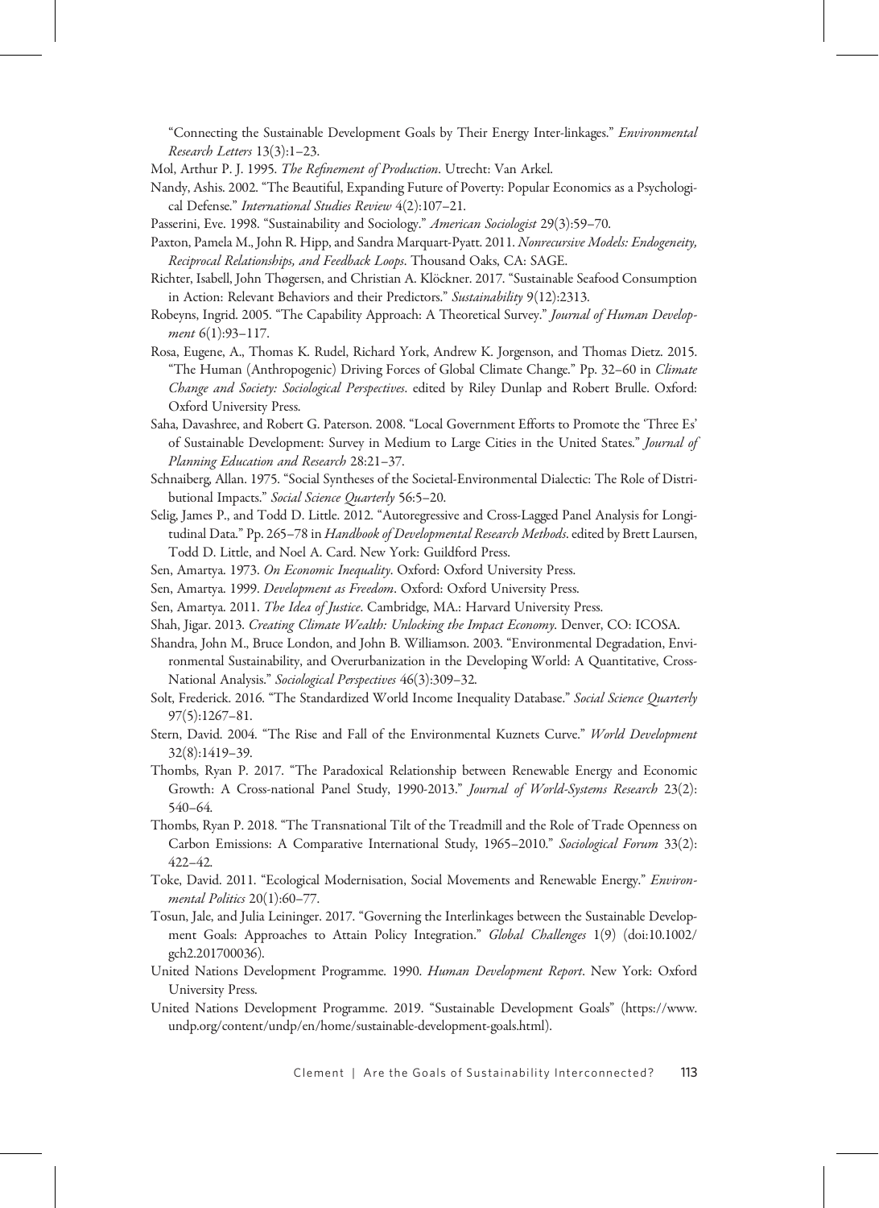"Connecting the Sustainable Development Goals by Their Energy Inter-linkages." *Environmental Research Letters* 13(3):1–23.

Mol, Arthur P. J. 1995. *The Refinement of Production*. Utrecht: Van Arkel.

Nandy, Ashis. 2002. "The Beautiful, Expanding Future of Poverty: Popular Economics as a Psychological Defense." *International Studies Review* 4(2):107–21.

Passerini, Eve. 1998. "Sustainability and Sociology." *American Sociologist* 29(3):59–70.

Paxton, Pamela M., John R. Hipp, and Sandra Marquart-Pyatt. 2011. *Nonrecursive Models: Endogeneity, Reciprocal Relationships, and Feedback Loops*. Thousand Oaks, CA: SAGE.

Richter, Isabell, John Thøgersen, and Christian A. Klöckner. 2017. "Sustainable Seafood Consumption in Action: Relevant Behaviors and their Predictors." *Sustainability* 9(12):2313.

Robeyns, Ingrid. 2005. "The Capability Approach: A Theoretical Survey." *Journal of Human Development* 6(1):93–117.

Rosa, Eugene, A., Thomas K. Rudel, Richard York, Andrew K. Jorgenson, and Thomas Dietz. 2015. "The Human (Anthropogenic) Driving Forces of Global Climate Change." Pp. 32–60 in *Climate Change and Society: Sociological Perspectives*. edited by Riley Dunlap and Robert Brulle. Oxford: Oxford University Press.

Saha, Davashree, and Robert G. Paterson. 2008. "Local Government Efforts to Promote the 'Three Es' of Sustainable Development: Survey in Medium to Large Cities in the United States." *Journal of Planning Education and Research* 28:21–37.

Schnaiberg, Allan. 1975. "Social Syntheses of the Societal-Environmental Dialectic: The Role of Distributional Impacts." *Social Science Quarterly* 56:5–20.

Selig, James P., and Todd D. Little. 2012. "Autoregressive and Cross-Lagged Panel Analysis for Longitudinal Data." Pp. 265–78 in *Handbook of Developmental Research Methods*. edited by Brett Laursen, Todd D. Little, and Noel A. Card. New York: Guildford Press.

Sen, Amartya. 1973. *On Economic Inequality*. Oxford: Oxford University Press.

Sen, Amartya. 1999. *Development as Freedom*. Oxford: Oxford University Press.

Sen, Amartya. 2011. *The Idea of Justice*. Cambridge, MA.: Harvard University Press.

Shah, Jigar. 2013. *Creating Climate Wealth: Unlocking the Impact Economy*. Denver, CO: ICOSA.

Shandra, John M., Bruce London, and John B. Williamson. 2003. "Environmental Degradation, Environmental Sustainability, and Overurbanization in the Developing World: A Quantitative, Cross-National Analysis." *Sociological Perspectives* 46(3):309–32.

Solt, Frederick. 2016. "The Standardized World Income Inequality Database." *Social Science Quarterly* 97(5):1267–81.

Stern, David. 2004. "The Rise and Fall of the Environmental Kuznets Curve." *World Development* 32(8):1419–39.

Thombs, Ryan P. 2017. "The Paradoxical Relationship between Renewable Energy and Economic Growth: A Cross-national Panel Study, 1990-2013." *Journal of World-Systems Research* 23(2): 540–64.

Thombs, Ryan P. 2018. "The Transnational Tilt of the Treadmill and the Role of Trade Openness on Carbon Emissions: A Comparative International Study, 1965–2010." *Sociological Forum* 33(2): 422–42.

Toke, David. 2011. "Ecological Modernisation, Social Movements and Renewable Energy." *Environmental Politics* 20(1):60–77.

Tosun, Jale, and Julia Leininger. 2017. "Governing the Interlinkages between the Sustainable Development Goals: Approaches to Attain Policy Integration." *Global Challenges* 1(9) (doi:10.1002/gch2.201700036).

United Nations Development Programme. 1990. *Human Development Report*. New York: Oxford University Press.

United Nations Development Programme. 2019. "Sustainable Development Goals" (https://www.undp.org/content/undp/en/home/sustainable-development-goals.html).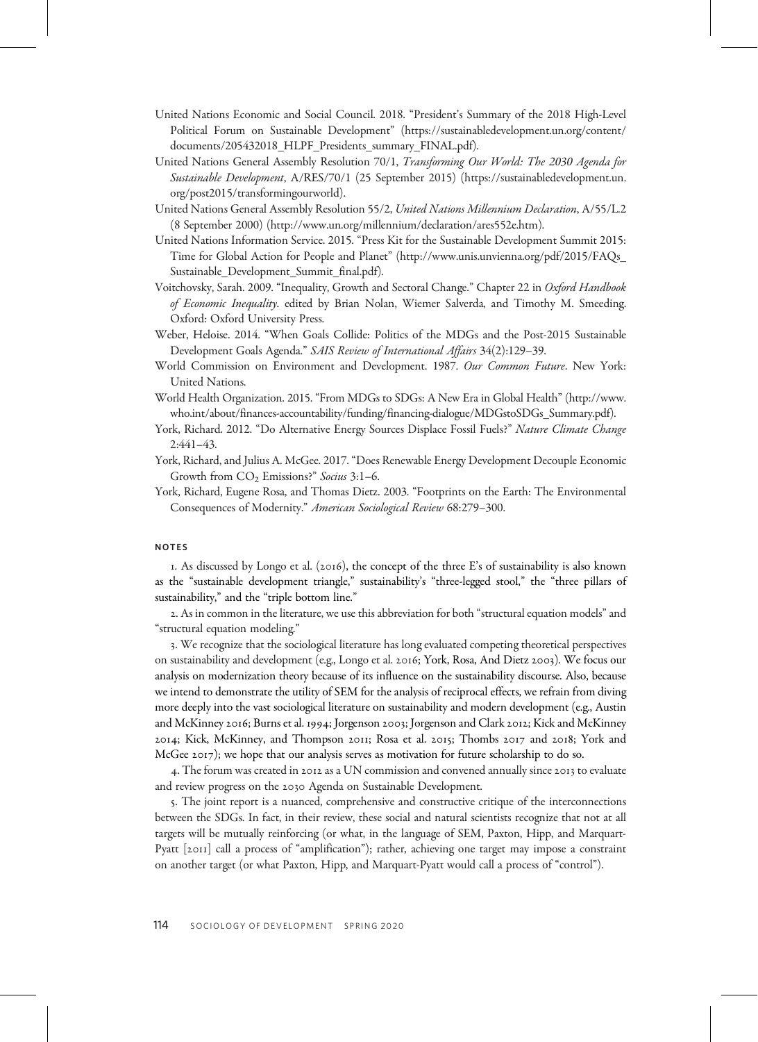United Nations Economic and Social Council. 2018. "President's Summary of the 2018 High-Level Political Forum on Sustainable Development" (https://sustainabledevelopment.un.org/content/documents/205432018_HLPF_Presidents_summary_FINAL.pdf).

United Nations General Assembly Resolution 70/1, *Transforming Our World: The 2030 Agenda for Sustainable Development*, A/RES/70/1 (25 September 2015) (https://sustainabledevelopment.un.org/post2015/transformingourworld).

United Nations General Assembly Resolution 55/2, *United Nations Millennium Declaration*, A/55/L.2 (8 September 2000) (http://www.un.org/millennium/declaration/ares552e.htm).

United Nations Information Service. 2015. "Press Kit for the Sustainable Development Summit 2015: Time for Global Action for People and Planet" (http://www.unis.unvienna.org/pdf/2015/FAQs_Sustainable_Development_Summit_final.pdf).

Voitchovsky, Sarah. 2009. "Inequality, Growth and Sectoral Change." Chapter 22 in *Oxford Handbook of Economic Inequality*. edited by Brian Nolan, Wiemer Salverda, and Timothy M. Smeeding. Oxford: Oxford University Press.

Weber, Heloise. 2014. "When Goals Collide: Politics of the MDGs and the Post-2015 Sustainable Development Goals Agenda." *SAIS Review of International Affairs* 34(2):129–39.

World Commission on Environment and Development. 1987. *Our Common Future*. New York: United Nations.

World Health Organization. 2015. "From MDGs to SDGs: A New Era in Global Health" (http://www.who.int/about/finances-accountability/funding/financing-dialogue/MDGstoSDGs_Summary.pdf).

York, Richard. 2012. "Do Alternative Energy Sources Displace Fossil Fuels?" *Nature Climate Change* 2:441–43.

York, Richard, and Julius A. McGee. 2017. "Does Renewable Energy Development Decouple Economic Growth from $CO_2$ Emissions?" *Socius* 3:1–6.

York, Richard, Eugene Rosa, and Thomas Dietz. 2003. "Footprints on the Earth: The Environmental Consequences of Modernity." *American Sociological Review* 68:279–300.

#### NOTES

1. As discussed by Longo et al. (2016), the concept of the three E's of sustainability is also known as the "sustainable development triangle," sustainability's "three-legged stool," the "three pillars of sustainability," and the "triple bottom line."

2. As in common in the literature, we use this abbreviation for both "structural equation models" and "structural equation modeling."

3. We recognize that the sociological literature has long evaluated competing theoretical perspectives on sustainability and development (e.g., Longo et al. 2016; York, Rosa, And Dietz 2003). We focus our analysis on modernization theory because of its influence on the sustainability discourse. Also, because we intend to demonstrate the utility of SEM for the analysis of reciprocal effects, we refrain from diving more deeply into the vast sociological literature on sustainability and modern development (e.g., Austin and McKinney 2016; Burns et al. 1994; Jorgenson 2003; Jorgenson and Clark 2012; Kick and McKinney 2014; Kick, McKinney, and Thompson 2011; Rosa et al. 2015; Thombs 2017 and 2018; York and McGee 2017); we hope that our analysis serves as motivation for future scholarship to do so.

4. The forum was created in 2012 as a UN commission and convened annually since 2013 to evaluate and review progress on the 2030 Agenda on Sustainable Development.

5. The joint report is a nuanced, comprehensive and constructive critique of the interconnections between the SDGs. In fact, in their review, these social and natural scientists recognize that not at all targets will be mutually reinforcing (or what, in the language of SEM, Paxton, Hipp, and Marquart-Pyatt [2011] call a process of "amplification"); rather, achieving one target may impose a constraint on another target (or what Paxton, Hipp, and Marquart-Pyatt would call a process of "control").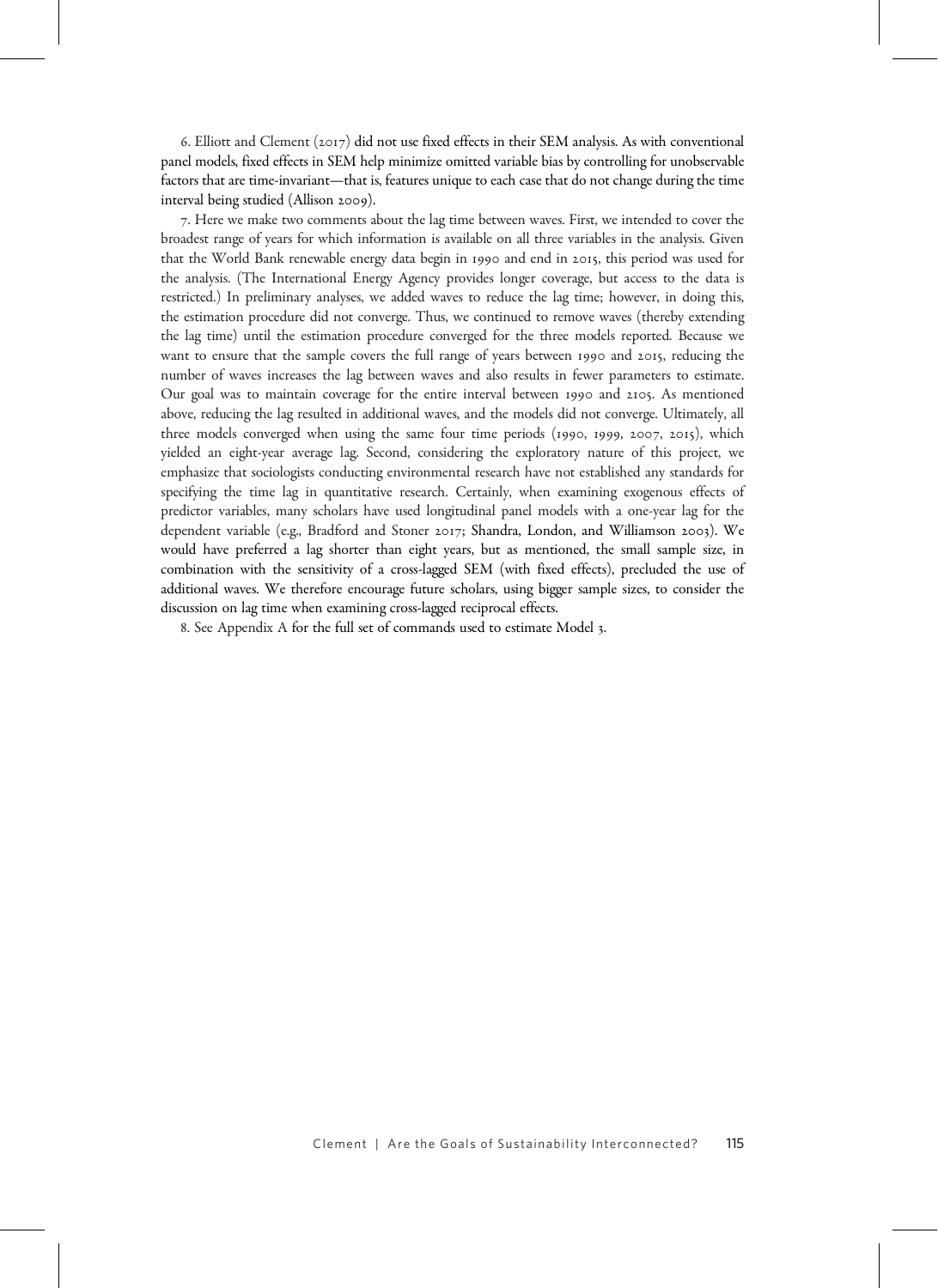6. Elliott and Clement (2017) did not use fixed effects in their SEM analysis. As with conventional panel models, fixed effects in SEM help minimize omitted variable bias by controlling for unobservable factors that are time-invariant—that is, features unique to each case that do not change during the time interval being studied (Allison 2009).

7. Here we make two comments about the lag time between waves. First, we intended to cover the broadest range of years for which information is available on all three variables in the analysis. Given that the World Bank renewable energy data begin in 1990 and end in 2015, this period was used for the analysis. (The International Energy Agency provides longer coverage, but access to the data is restricted.) In preliminary analyses, we added waves to reduce the lag time; however, in doing this, the estimation procedure did not converge. Thus, we continued to remove waves (thereby extending the lag time) until the estimation procedure converged for the three models reported. Because we want to ensure that the sample covers the full range of years between 1990 and 2015, reducing the number of waves increases the lag between waves and also results in fewer parameters to estimate. Our goal was to maintain coverage for the entire interval between 1990 and 2105. As mentioned above, reducing the lag resulted in additional waves, and the models did not converge. Ultimately, all three models converged when using the same four time periods (1990, 1999, 2007, 2015), which yielded an eight-year average lag. Second, considering the exploratory nature of this project, we emphasize that sociologists conducting environmental research have not established any standards for specifying the time lag in quantitative research. Certainly, when examining exogenous effects of predictor variables, many scholars have used longitudinal panel models with a one-year lag for the dependent variable (e.g., Bradford and Stoner 2017; Shandra, London, and Williamson 2003). We would have preferred a lag shorter than eight years, but as mentioned, the small sample size, in combination with the sensitivity of a cross-lagged SEM (with fixed effects), precluded the use of additional waves. We therefore encourage future scholars, using bigger sample sizes, to consider the discussion on lag time when examining cross-lagged reciprocal effects.

8. See Appendix A for the full set of commands used to estimate Model 3.